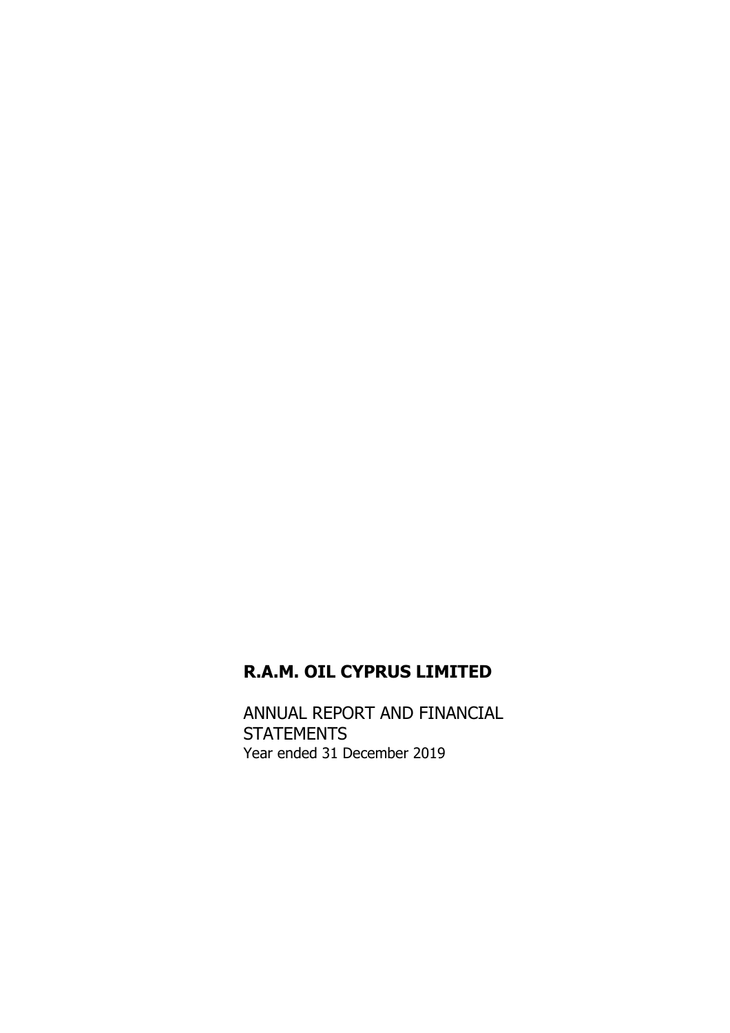# R.A.M. OIL CYPRUS LIMITED

ANNUAL REPORT AND FINANCIAL STATEMENTS
Year ended 31 December 2019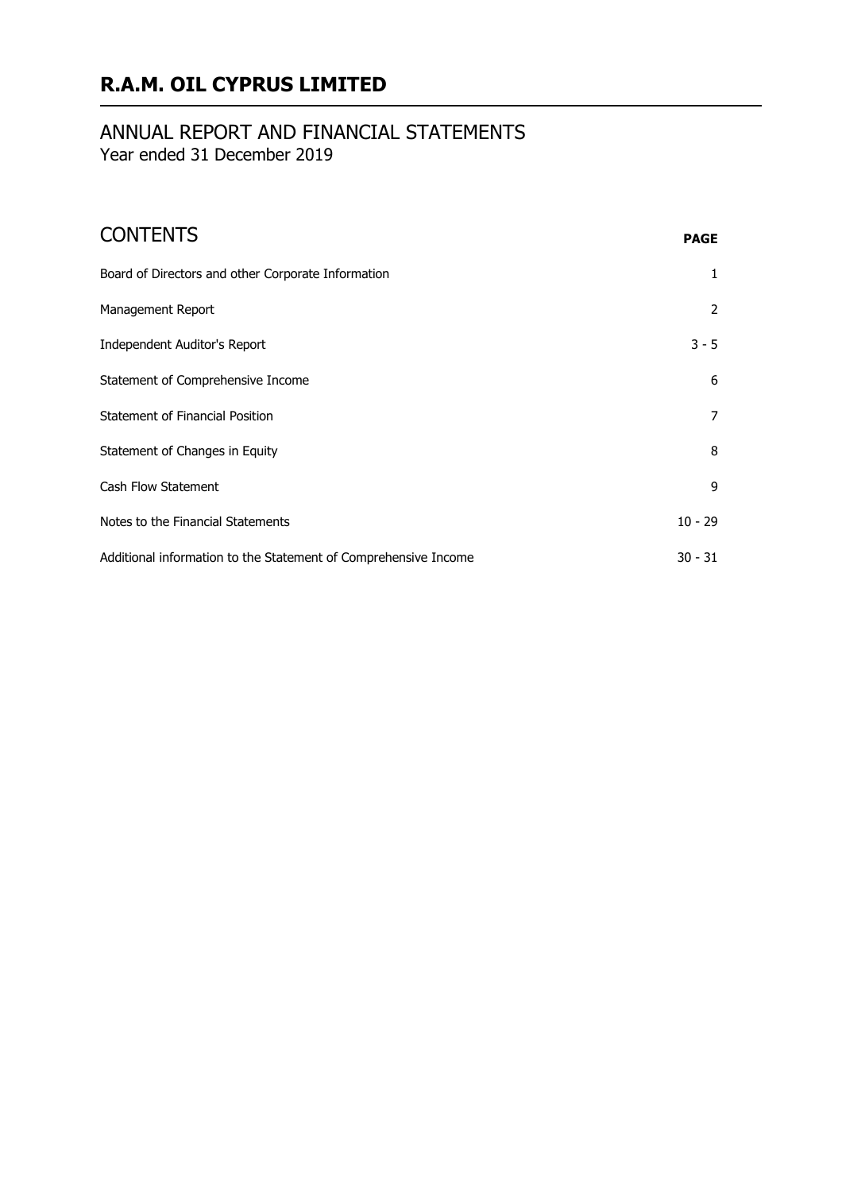# R.A.M. OIL CYPRUS LIMITED

## ANNUAL REPORT AND FINANCIAL STATEMENTS
Year ended 31 December 2019

## CONTENTS

| | PAGE |
|---|---|
| Board of Directors and other Corporate Information | 1 |
| Management Report | 2 |
| Independent Auditor's Report | 3 - 5 |
| Statement of Comprehensive Income | 6 |
| Statement of Financial Position | 7 |
| Statement of Changes in Equity | 8 |
| Cash Flow Statement | 9 |
| Notes to the Financial Statements | 10 - 29 |
| Additional information to the Statement of Comprehensive Income | 30 - 31 |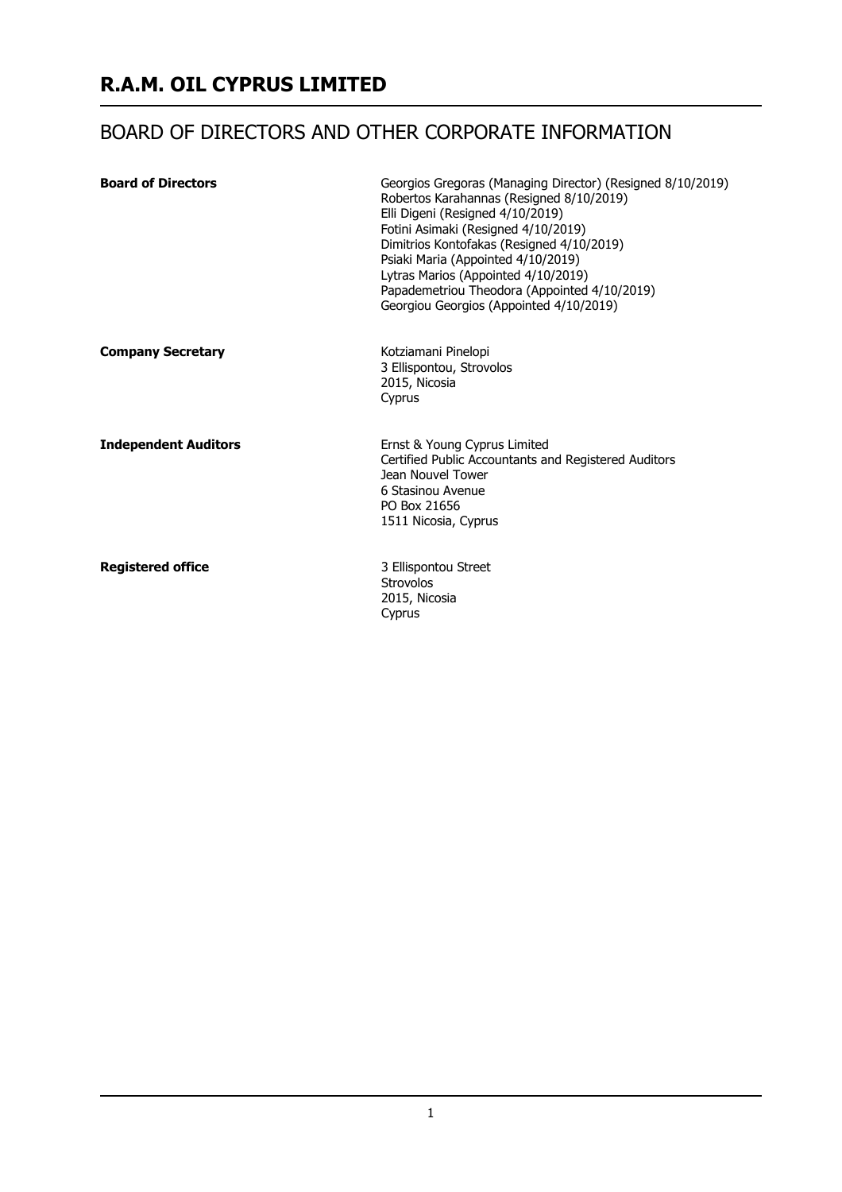# R.A.M. OIL CYPRUS LIMITED

## BOARD OF DIRECTORS AND OTHER CORPORATE INFORMATION

**Board of Directors**

Georgios Gregoras (Managing Director) (Resigned 8/10/2019)
Robertos Karahannas (Resigned 8/10/2019)
Elli Digeni (Resigned 4/10/2019)
Fotini Asimaki (Resigned 4/10/2019)
Dimitrios Kontofakas (Resigned 4/10/2019)
Psiaki Maria (Appointed 4/10/2019)
Lytras Marios (Appointed 4/10/2019)
Papademetriou Theodora (Appointed 4/10/2019)
Georgiou Georgios (Appointed 4/10/2019)

**Company Secretary**

Kotziamani Pinelopi
3 Ellispontou, Strovolos
2015, Nicosia
Cyprus

**Independent Auditors**

Ernst & Young Cyprus Limited
Certified Public Accountants and Registered Auditors
Jean Nouvel Tower
6 Stasinou Avenue
PO Box 21656
1511 Nicosia, Cyprus

**Registered office**

3 Ellispontou Street
Strovolos
2015, Nicosia
Cyprus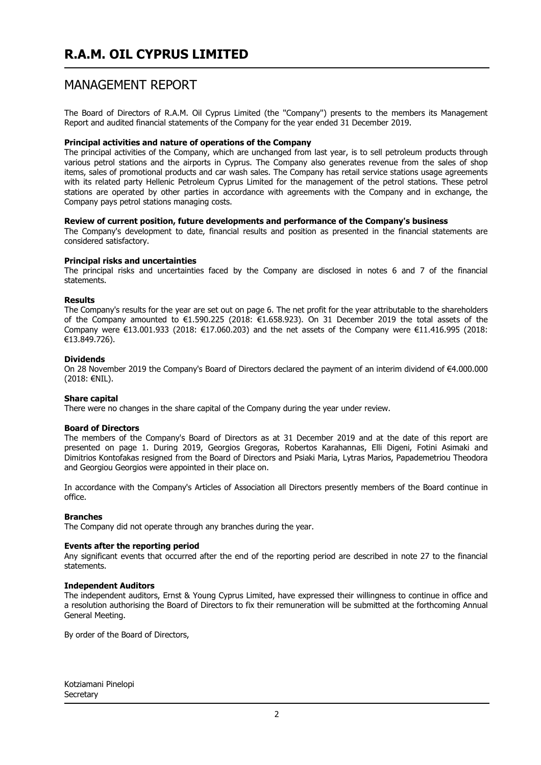# R.A.M. OIL CYPRUS LIMITED

## MANAGEMENT REPORT

The Board of Directors of R.A.M. Oil Cyprus Limited (the "Company") presents to the members its Management Report and audited financial statements of the Company for the year ended 31 December 2019.

**Principal activities and nature of operations of the Company**

The principal activities of the Company, which are unchanged from last year, is to sell petroleum products through various petrol stations and the airports in Cyprus. The Company also generates revenue from the sales of shop items, sales of promotional products and car wash sales. The Company has retail service stations usage agreements with its related party Hellenic Petroleum Cyprus Limited for the management of the petrol stations. These petrol stations are operated by other parties in accordance with agreements with the Company and in exchange, the Company pays petrol stations managing costs.

**Review of current position, future developments and performance of the Company's business**

The Company's development to date, financial results and position as presented in the financial statements are considered satisfactory.

**Principal risks and uncertainties**

The principal risks and uncertainties faced by the Company are disclosed in notes 6 and 7 of the financial statements.

**Results**

The Company's results for the year are set out on page 6. The net profit for the year attributable to the shareholders of the Company amounted to €1.590.225 (2018: €1.658.923). On 31 December 2019 the total assets of the Company were €13.001.933 (2018: €17.060.203) and the net assets of the Company were €11.416.995 (2018: €13.849.726).

**Dividends**

On 28 November 2019 the Company's Board of Directors declared the payment of an interim dividend of €4.000.000 (2018: €NIL).

**Share capital**

There were no changes in the share capital of the Company during the year under review.

**Board of Directors**

The members of the Company's Board of Directors as at 31 December 2019 and at the date of this report are presented on page 1. During 2019, Georgios Gregoras, Robertos Karahannas, Elli Digeni, Fotini Asimaki and Dimitrios Kontofakas resigned from the Board of Directors and Psiaki Maria, Lytras Marios, Papademetriou Theodora and Georgiou Georgios were appointed in their place on.

In accordance with the Company's Articles of Association all Directors presently members of the Board continue in office.

**Branches**

The Company did not operate through any branches during the year.

**Events after the reporting period**

Any significant events that occurred after the end of the reporting period are described in note 27 to the financial statements.

**Independent Auditors**

The independent auditors, Ernst & Young Cyprus Limited, have expressed their willingness to continue in office and a resolution authorising the Board of Directors to fix their remuneration will be submitted at the forthcoming Annual General Meeting.

By order of the Board of Directors,

Kotziamani Pinelopi
Secretary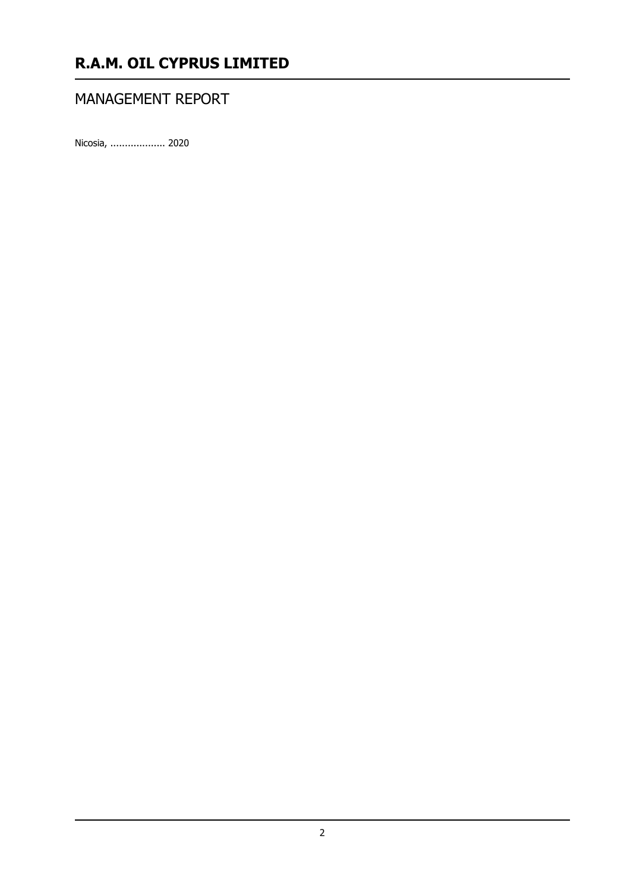# MANAGEMENT REPORT

Nicosia, .................. 2020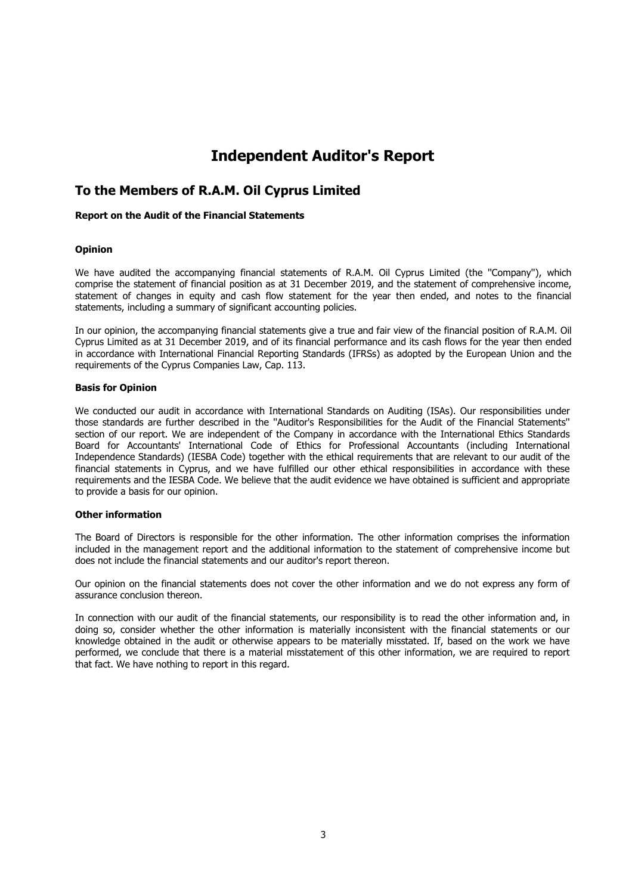# Independent Auditor's Report

## To the Members of R.A.M. Oil Cyprus Limited

### Report on the Audit of the Financial Statements

#### Opinion

We have audited the accompanying financial statements of R.A.M. Oil Cyprus Limited (the ''Company''), which comprise the statement of financial position as at 31 December 2019, and the statement of comprehensive income, statement of changes in equity and cash flow statement for the year then ended, and notes to the financial statements, including a summary of significant accounting policies.

In our opinion, the accompanying financial statements give a true and fair view of the financial position of R.A.M. Oil Cyprus Limited as at 31 December 2019, and of its financial performance and its cash flows for the year then ended in accordance with International Financial Reporting Standards (IFRSs) as adopted by the European Union and the requirements of the Cyprus Companies Law, Cap. 113.

#### Basis for Opinion

We conducted our audit in accordance with International Standards on Auditing (ISAs). Our responsibilities under those standards are further described in the ''Auditor's Responsibilities for the Audit of the Financial Statements'' section of our report. We are independent of the Company in accordance with the International Ethics Standards Board for Accountants' International Code of Ethics for Professional Accountants (including International Independence Standards) (IESBA Code) together with the ethical requirements that are relevant to our audit of the financial statements in Cyprus, and we have fulfilled our other ethical responsibilities in accordance with these requirements and the IESBA Code. We believe that the audit evidence we have obtained is sufficient and appropriate to provide a basis for our opinion.

#### Other information

The Board of Directors is responsible for the other information. The other information comprises the information included in the management report and the additional information to the statement of comprehensive income but does not include the financial statements and our auditor's report thereon.

Our opinion on the financial statements does not cover the other information and we do not express any form of assurance conclusion thereon.

In connection with our audit of the financial statements, our responsibility is to read the other information and, in doing so, consider whether the other information is materially inconsistent with the financial statements or our knowledge obtained in the audit or otherwise appears to be materially misstated. If, based on the work we have performed, we conclude that there is a material misstatement of this other information, we are required to report that fact. We have nothing to report in this regard.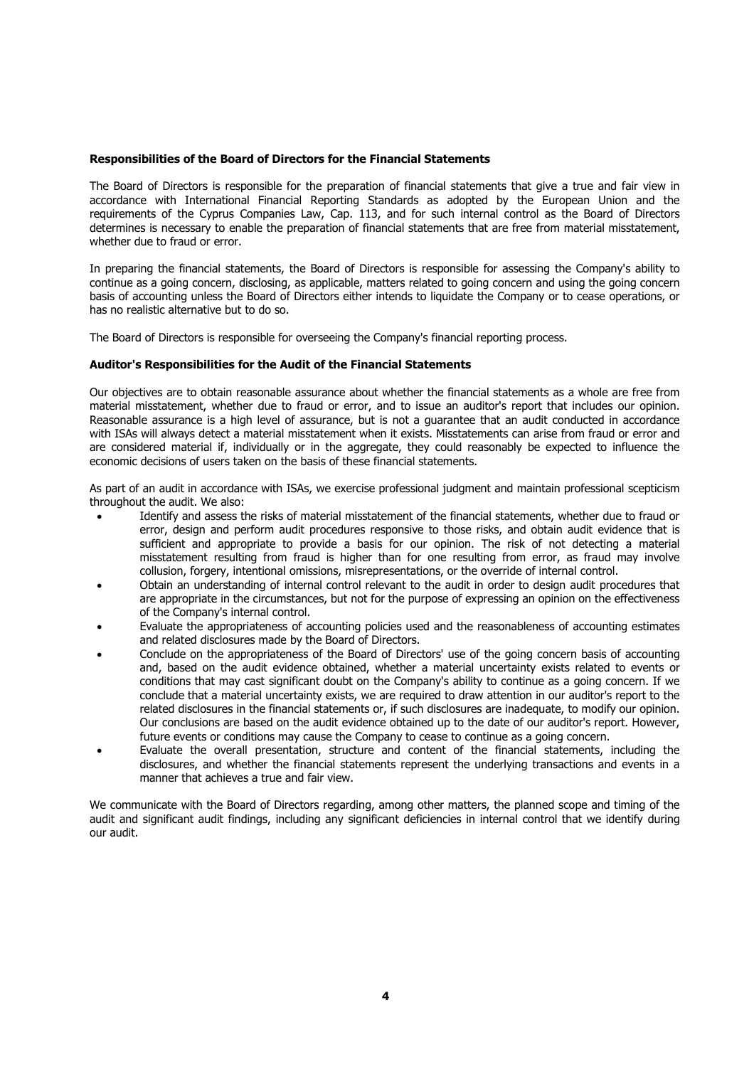**Responsibilities of the Board of Directors for the Financial Statements**

The Board of Directors is responsible for the preparation of financial statements that give a true and fair view in accordance with International Financial Reporting Standards as adopted by the European Union and the requirements of the Cyprus Companies Law, Cap. 113, and for such internal control as the Board of Directors determines is necessary to enable the preparation of financial statements that are free from material misstatement, whether due to fraud or error.

In preparing the financial statements, the Board of Directors is responsible for assessing the Company's ability to continue as a going concern, disclosing, as applicable, matters related to going concern and using the going concern basis of accounting unless the Board of Directors either intends to liquidate the Company or to cease operations, or has no realistic alternative but to do so.

The Board of Directors is responsible for overseeing the Company's financial reporting process.

**Auditor's Responsibilities for the Audit of the Financial Statements**

Our objectives are to obtain reasonable assurance about whether the financial statements as a whole are free from material misstatement, whether due to fraud or error, and to issue an auditor's report that includes our opinion. Reasonable assurance is a high level of assurance, but is not a guarantee that an audit conducted in accordance with ISAs will always detect a material misstatement when it exists. Misstatements can arise from fraud or error and are considered material if, individually or in the aggregate, they could reasonably be expected to influence the economic decisions of users taken on the basis of these financial statements.

As part of an audit in accordance with ISAs, we exercise professional judgment and maintain professional scepticism throughout the audit. We also:

- Identify and assess the risks of material misstatement of the financial statements, whether due to fraud or error, design and perform audit procedures responsive to those risks, and obtain audit evidence that is sufficient and appropriate to provide a basis for our opinion. The risk of not detecting a material misstatement resulting from fraud is higher than for one resulting from error, as fraud may involve collusion, forgery, intentional omissions, misrepresentations, or the override of internal control.
- Obtain an understanding of internal control relevant to the audit in order to design audit procedures that are appropriate in the circumstances, but not for the purpose of expressing an opinion on the effectiveness of the Company's internal control.
- Evaluate the appropriateness of accounting policies used and the reasonableness of accounting estimates and related disclosures made by the Board of Directors.
- Conclude on the appropriateness of the Board of Directors' use of the going concern basis of accounting and, based on the audit evidence obtained, whether a material uncertainty exists related to events or conditions that may cast significant doubt on the Company's ability to continue as a going concern. If we conclude that a material uncertainty exists, we are required to draw attention in our auditor's report to the related disclosures in the financial statements or, if such disclosures are inadequate, to modify our opinion. Our conclusions are based on the audit evidence obtained up to the date of our auditor's report. However, future events or conditions may cause the Company to cease to continue as a going concern.
- Evaluate the overall presentation, structure and content of the financial statements, including the disclosures, and whether the financial statements represent the underlying transactions and events in a manner that achieves a true and fair view.

We communicate with the Board of Directors regarding, among other matters, the planned scope and timing of the audit and significant audit findings, including any significant deficiencies in internal control that we identify during our audit.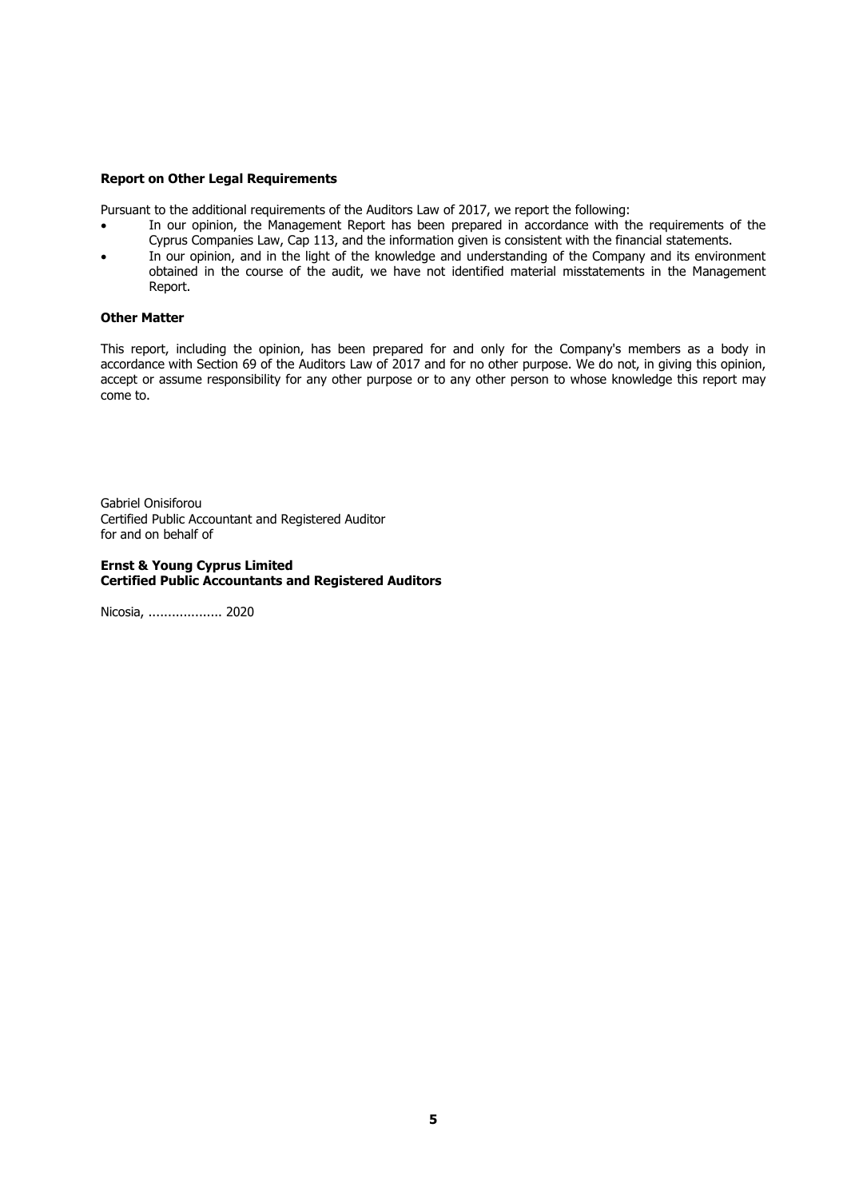**Report on Other Legal Requirements**

Pursuant to the additional requirements of the Auditors Law of 2017, we report the following:

- In our opinion, the Management Report has been prepared in accordance with the requirements of the Cyprus Companies Law, Cap 113, and the information given is consistent with the financial statements.
- In our opinion, and in the light of the knowledge and understanding of the Company and its environment obtained in the course of the audit, we have not identified material misstatements in the Management Report.

**Other Matter**

This report, including the opinion, has been prepared for and only for the Company's members as a body in accordance with Section 69 of the Auditors Law of 2017 and for no other purpose. We do not, in giving this opinion, accept or assume responsibility for any other purpose or to any other person to whose knowledge this report may come to.

Gabriel Onisiforou
Certified Public Accountant and Registered Auditor
for and on behalf of

**Ernst & Young Cyprus Limited**
**Certified Public Accountants and Registered Auditors**

Nicosia, .................. 2020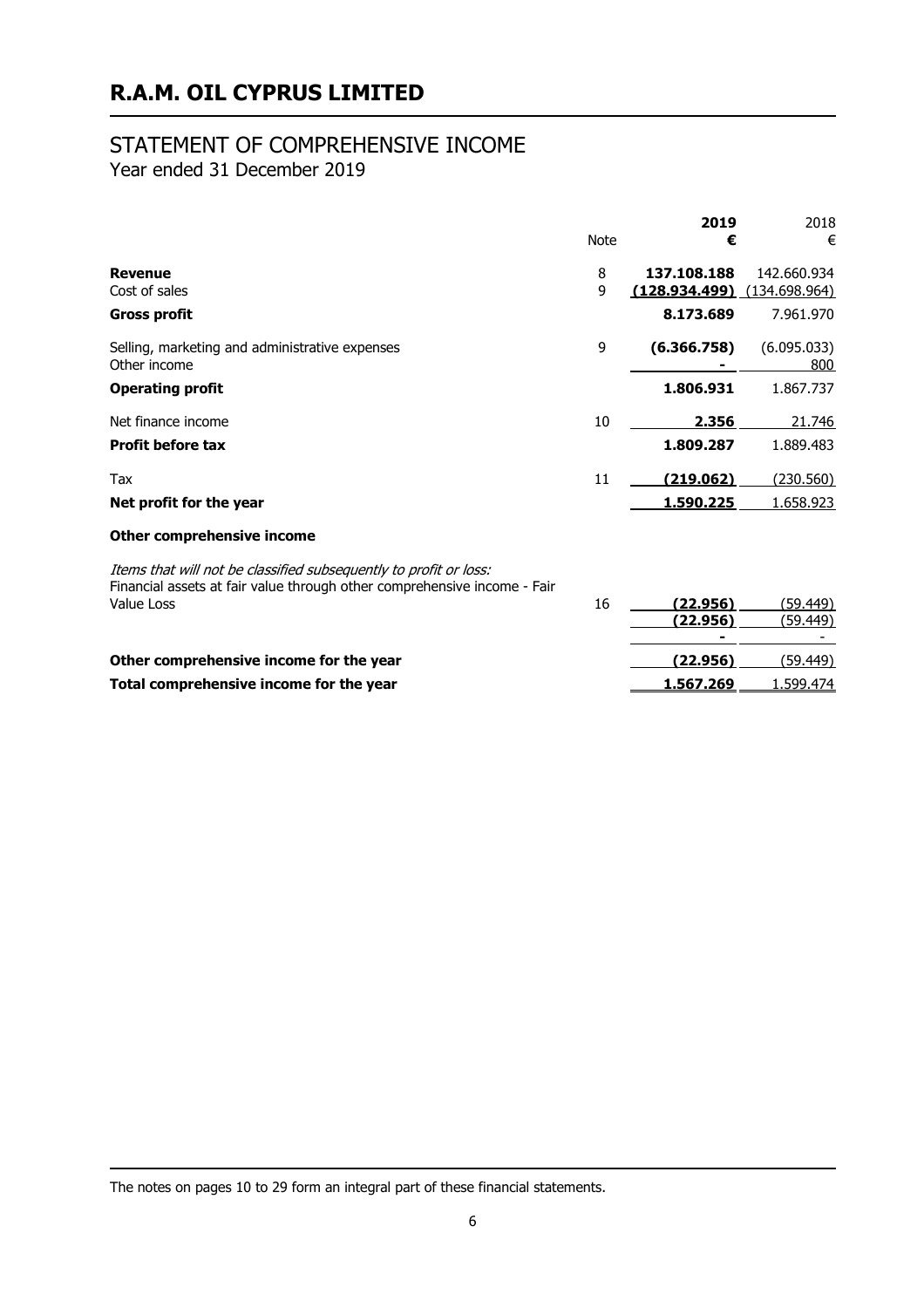# R.A.M. OIL CYPRUS LIMITED

## STATEMENT OF COMPREHENSIVE INCOME

Year ended 31 December 2019

| | Note | 2019 € | 2018 € |
|---|---|---|---|
| **Revenue** | 8 | **137.108.188** | 142.660.934 |
| Cost of sales | 9 | **(128.934.499)** | (134.698.964) |
| **Gross profit** | | **8.173.689** | 7.961.970 |
| Selling, marketing and administrative expenses | 9 | **(6.366.758)** | (6.095.033) |
| Other income | | **-** | 800 |
| **Operating profit** | | **1.806.931** | 1.867.737 |
| Net finance income | 10 | **2.356** | 21.746 |
| **Profit before tax** | | **1.809.287** | 1.889.483 |
| Tax | 11 | **(219.062)** | (230.560) |
| **Net profit for the year** | | **1.590.225** | 1.658.923 |
| **Other comprehensive income** | | | |
| *Items that will not be classified subsequently to profit or loss:* | | | |
| Financial assets at fair value through other comprehensive income - Fair Value Loss | 16 | **(22.956)** | (59.449) |
| | | **(22.956)** | (59.449) |
| | | **-** | - |
| **Other comprehensive income for the year** | | **(22.956)** | (59.449) |
| **Total comprehensive income for the year** | | **1.567.269** | 1.599.474 |

The notes on pages 10 to 29 form an integral part of these financial statements.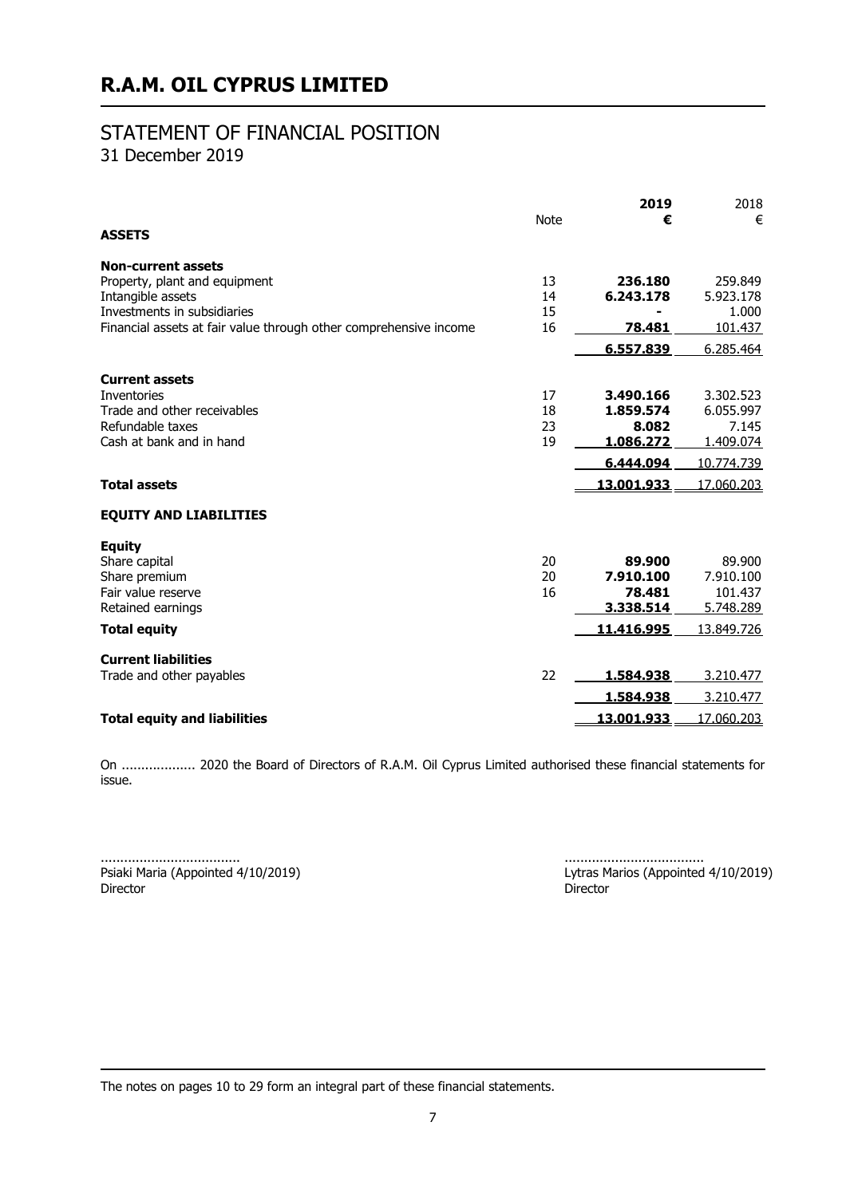# R.A.M. OIL CYPRUS LIMITED

## STATEMENT OF FINANCIAL POSITION
31 December 2019

| | Note | **2019 €** | 2018 € |
|---|---|---|---|
| **ASSETS** | | | |
| **Non-current assets** | | | |
| Property, plant and equipment | 13 | **236.180** | 259.849 |
| Intangible assets | 14 | **6.243.178** | 5.923.178 |
| Investments in subsidiaries | 15 | **-** | 1.000 |
| Financial assets at fair value through other comprehensive income | 16 | **78.481** | 101.437 |
| | | **6.557.839** | 6.285.464 |
| **Current assets** | | | |
| Inventories | 17 | **3.490.166** | 3.302.523 |
| Trade and other receivables | 18 | **1.859.574** | 6.055.997 |
| Refundable taxes | 23 | **8.082** | 7.145 |
| Cash at bank and in hand | 19 | **1.086.272** | 1.409.074 |
| | | **6.444.094** | 10.774.739 |
| **Total assets** | | **13.001.933** | 17.060.203 |
| **EQUITY AND LIABILITIES** | | | |
| **Equity** | | | |
| Share capital | 20 | **89.900** | 89.900 |
| Share premium | 20 | **7.910.100** | 7.910.100 |
| Fair value reserve | 16 | **78.481** | 101.437 |
| Retained earnings | | **3.338.514** | 5.748.289 |
| **Total equity** | | **11.416.995** | 13.849.726 |
| **Current liabilities** | | | |
| Trade and other payables | 22 | **1.584.938** | 3.210.477 |
| | | **1.584.938** | 3.210.477 |
| **Total equity and liabilities** | | **13.001.933** | 17.060.203 |

On .................. 2020 the Board of Directors of R.A.M. Oil Cyprus Limited authorised these financial statements for issue.

..................................
Psiaki Maria (Appointed 4/10/2019)
Director

..................................
Lytras Marios (Appointed 4/10/2019)
Director

The notes on pages 10 to 29 form an integral part of these financial statements.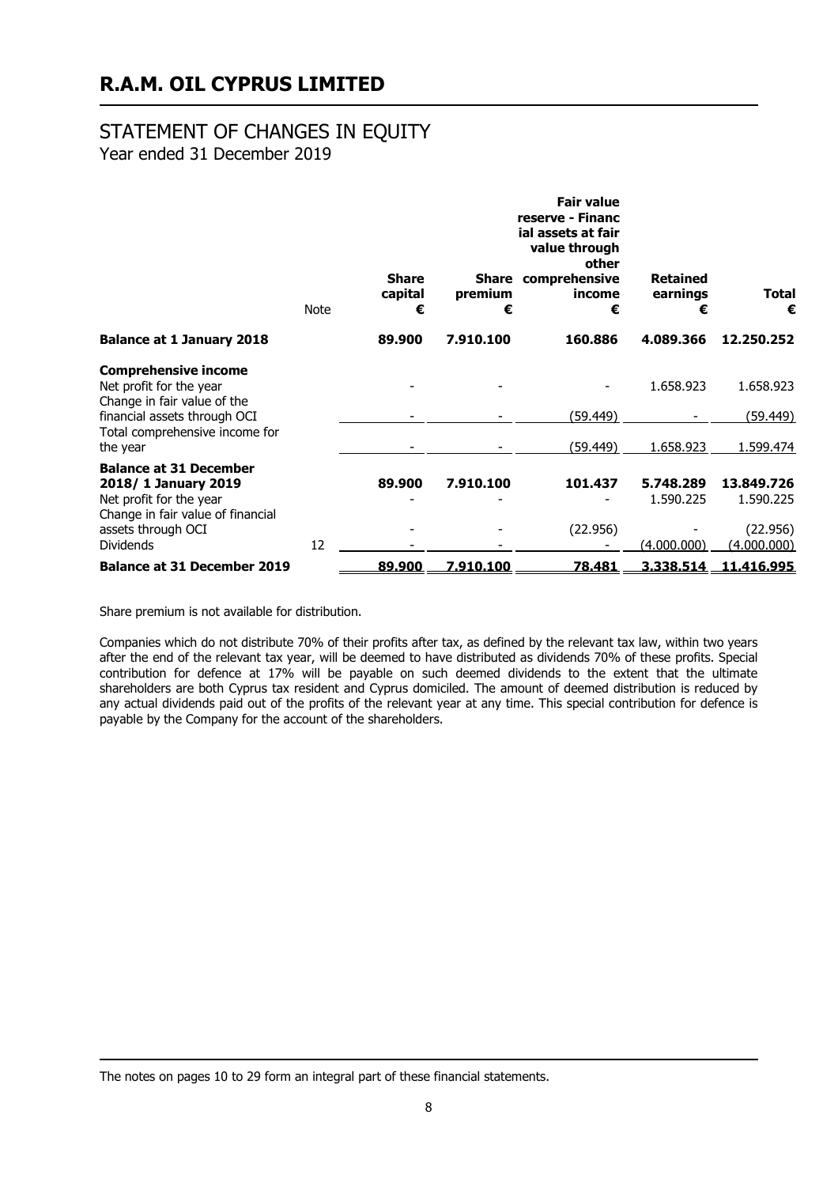# R.A.M. OIL CYPRUS LIMITED

## STATEMENT OF CHANGES IN EQUITY

Year ended 31 December 2019

| | Note | Share capital € | Share premium € | Fair value reserve - Financial assets at fair value through other comprehensive income € | Retained earnings € | Total € |
|---|---|---|---|---|---|---|
| **Balance at 1 January 2018** | | **89.900** | **7.910.100** | **160.886** | **4.089.366** | **12.250.252** |
| **Comprehensive income** | | | | | | |
| Net profit for the year | | - | - | - | 1.658.923 | 1.658.923 |
| Change in fair value of the financial assets through OCI | | - | - | (59.449) | - | (59.449) |
| Total comprehensive income for the year | | - | - | (59.449) | 1.658.923 | 1.599.474 |
| **Balance at 31 December 2018/ 1 January 2019** | | **89.900** | **7.910.100** | **101.437** | **5.748.289** | **13.849.726** |
| Net profit for the year | | - | - | - | 1.590.225 | 1.590.225 |
| Change in fair value of financial assets through OCI | | - | - | (22.956) | - | (22.956) |
| Dividends | 12 | - | - | - | (4.000.000) | (4.000.000) |
| **Balance at 31 December 2019** | | **89.900** | **7.910.100** | **78.481** | **3.338.514** | **11.416.995** |

Share premium is not available for distribution.

Companies which do not distribute 70% of their profits after tax, as defined by the relevant tax law, within two years after the end of the relevant tax year, will be deemed to have distributed as dividends 70% of these profits. Special contribution for defence at 17% will be payable on such deemed dividends to the extent that the ultimate shareholders are both Cyprus tax resident and Cyprus domiciled. The amount of deemed distribution is reduced by any actual dividends paid out of the profits of the relevant year at any time. This special contribution for defence is payable by the Company for the account of the shareholders.

The notes on pages 10 to 29 form an integral part of these financial statements.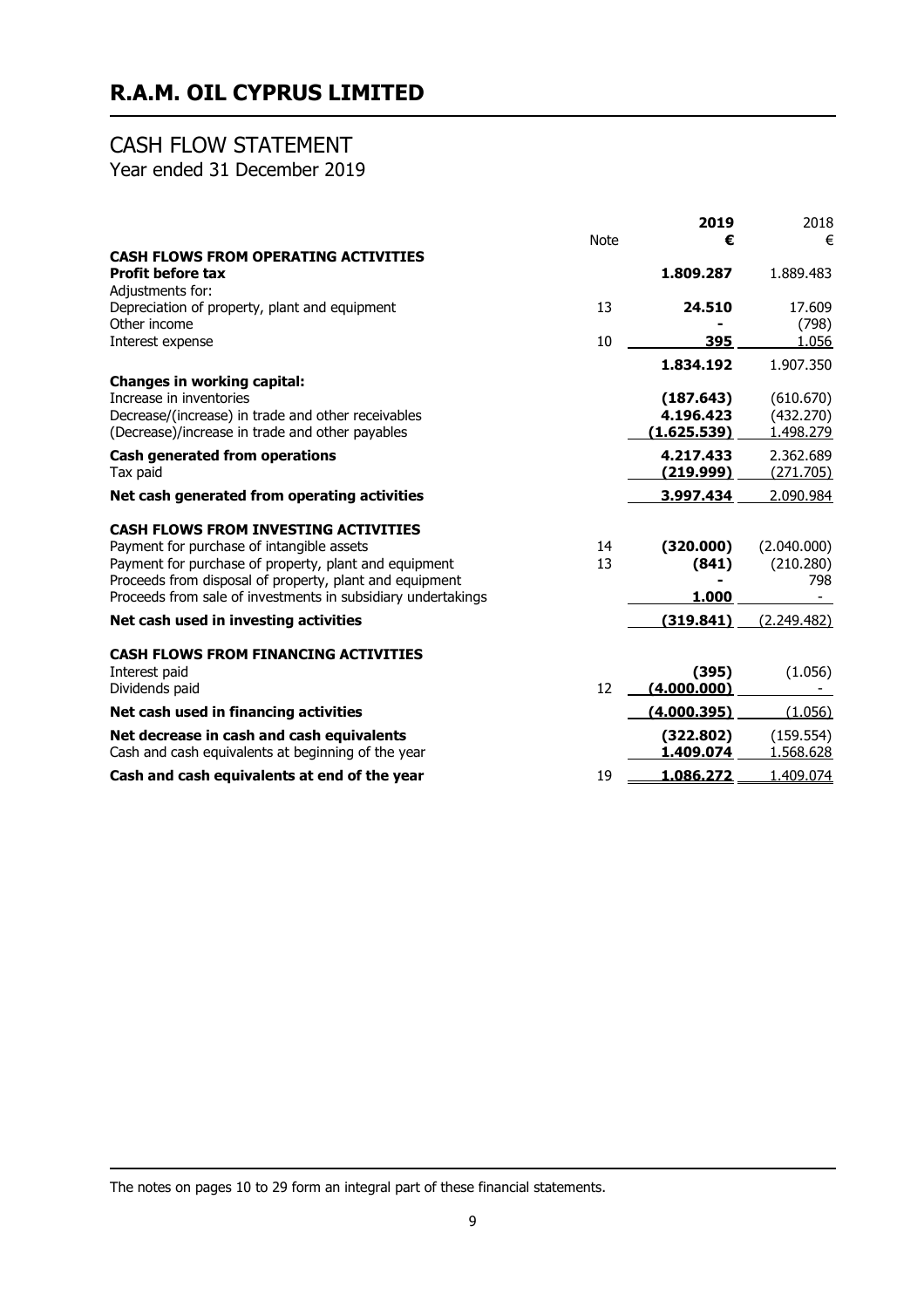# R.A.M. OIL CYPRUS LIMITED

## CASH FLOW STATEMENT
Year ended 31 December 2019

| | Note | 2019 € | 2018 € |
|---|---|---|---|
| **CASH FLOWS FROM OPERATING ACTIVITIES** | | | |
| **Profit before tax** | | **1.809.287** | 1.889.483 |
| Adjustments for: | | | |
| Depreciation of property, plant and equipment | 13 | **24.510** | 17.609 |
| Other income | | **-** | (798) |
| Interest expense | 10 | **395** | 1.056 |
| | | **1.834.192** | 1.907.350 |
| **Changes in working capital:** | | | |
| Increase in inventories | | **(187.643)** | (610.670) |
| Decrease/(increase) in trade and other receivables | | **4.196.423** | (432.270) |
| (Decrease)/increase in trade and other payables | | **(1.625.539)** | 1.498.279 |
| **Cash generated from operations** | | **4.217.433** | 2.362.689 |
| Tax paid | | **(219.999)** | (271.705) |
| **Net cash generated from operating activities** | | **3.997.434** | 2.090.984 |
| **CASH FLOWS FROM INVESTING ACTIVITIES** | | | |
| Payment for purchase of intangible assets | 14 | **(320.000)** | (2.040.000) |
| Payment for purchase of property, plant and equipment | 13 | **(841)** | (210.280) |
| Proceeds from disposal of property, plant and equipment | | **-** | 798 |
| Proceeds from sale of investments in subsidiary undertakings | | **1.000** | - |
| **Net cash used in investing activities** | | **(319.841)** | (2.249.482) |
| **CASH FLOWS FROM FINANCING ACTIVITIES** | | | |
| Interest paid | | **(395)** | (1.056) |
| Dividends paid | 12 | **(4.000.000)** | - |
| **Net cash used in financing activities** | | **(4.000.395)** | (1.056) |
| **Net decrease in cash and cash equivalents** | | **(322.802)** | (159.554) |
| Cash and cash equivalents at beginning of the year | | **1.409.074** | 1.568.628 |
| **Cash and cash equivalents at end of the year** | 19 | **1.086.272** | 1.409.074 |

The notes on pages 10 to 29 form an integral part of these financial statements.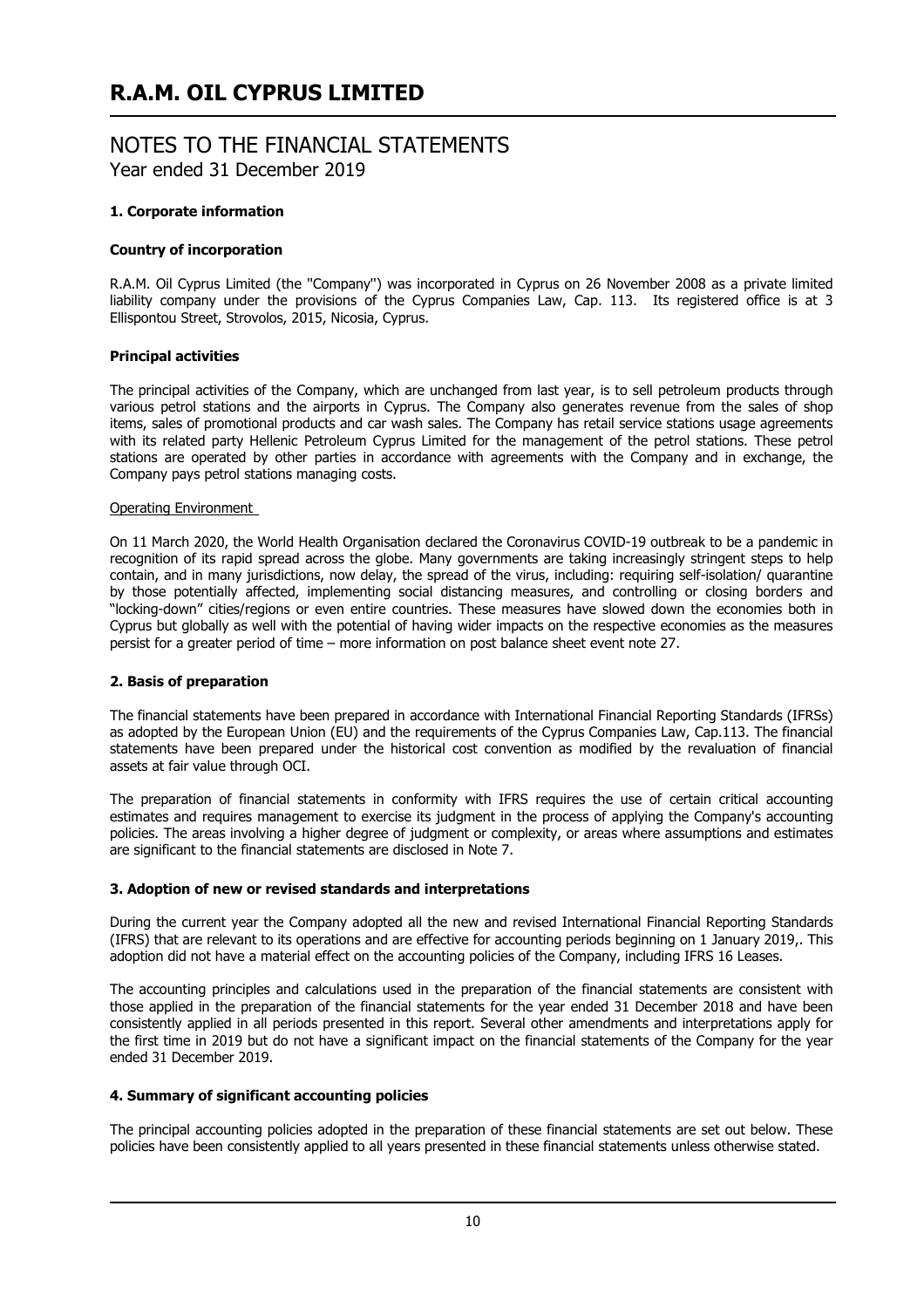# R.A.M. OIL CYPRUS LIMITED

## NOTES TO THE FINANCIAL STATEMENTS
Year ended 31 December 2019

### 1. Corporate information

#### Country of incorporation

R.A.M. Oil Cyprus Limited (the ''Company'') was incorporated in Cyprus on 26 November 2008 as a private limited liability company under the provisions of the Cyprus Companies Law, Cap. 113. Its registered office is at 3 Ellispontou Street, Strovolos, 2015, Nicosia, Cyprus.

#### Principal activities

The principal activities of the Company, which are unchanged from last year, is to sell petroleum products through various petrol stations and the airports in Cyprus. The Company also generates revenue from the sales of shop items, sales of promotional products and car wash sales. The Company has retail service stations usage agreements with its related party Hellenic Petroleum Cyprus Limited for the management of the petrol stations. These petrol stations are operated by other parties in accordance with agreements with the Company and in exchange, the Company pays petrol stations managing costs.

Operating Environment

On 11 March 2020, the World Health Organisation declared the Coronavirus COVID-19 outbreak to be a pandemic in recognition of its rapid spread across the globe. Many governments are taking increasingly stringent steps to help contain, and in many jurisdictions, now delay, the spread of the virus, including: requiring self-isolation/ quarantine by those potentially affected, implementing social distancing measures, and controlling or closing borders and "locking-down" cities/regions or even entire countries. These measures have slowed down the economies both in Cyprus but globally as well with the potential of having wider impacts on the respective economies as the measures persist for a greater period of time – more information on post balance sheet event note 27.

### 2. Basis of preparation

The financial statements have been prepared in accordance with International Financial Reporting Standards (IFRSs) as adopted by the European Union (EU) and the requirements of the Cyprus Companies Law, Cap.113. The financial statements have been prepared under the historical cost convention as modified by the revaluation of financial assets at fair value through OCI.

The preparation of financial statements in conformity with IFRS requires the use of certain critical accounting estimates and requires management to exercise its judgment in the process of applying the Company's accounting policies. The areas involving a higher degree of judgment or complexity, or areas where assumptions and estimates are significant to the financial statements are disclosed in Note 7.

### 3. Adoption of new or revised standards and interpretations

During the current year the Company adopted all the new and revised International Financial Reporting Standards (IFRS) that are relevant to its operations and are effective for accounting periods beginning on 1 January 2019,. This adoption did not have a material effect on the accounting policies of the Company, including IFRS 16 Leases.

The accounting principles and calculations used in the preparation of the financial statements are consistent with those applied in the preparation of the financial statements for the year ended 31 December 2018 and have been consistently applied in all periods presented in this report. Several other amendments and interpretations apply for the first time in 2019 but do not have a significant impact on the financial statements of the Company for the year ended 31 December 2019.

### 4. Summary of significant accounting policies

The principal accounting policies adopted in the preparation of these financial statements are set out below. These policies have been consistently applied to all years presented in these financial statements unless otherwise stated.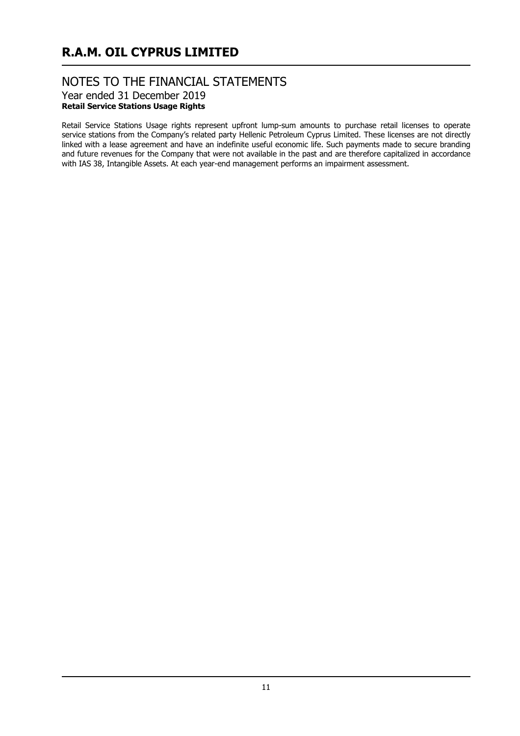### Retail Service Stations Usage Rights

Retail Service Stations Usage rights represent upfront lump-sum amounts to purchase retail licenses to operate service stations from the Company's related party Hellenic Petroleum Cyprus Limited. These licenses are not directly linked with a lease agreement and have an indefinite useful economic life. Such payments made to secure branding and future revenues for the Company that were not available in the past and are therefore capitalized in accordance with IAS 38, Intangible Assets. At each year-end management performs an impairment assessment.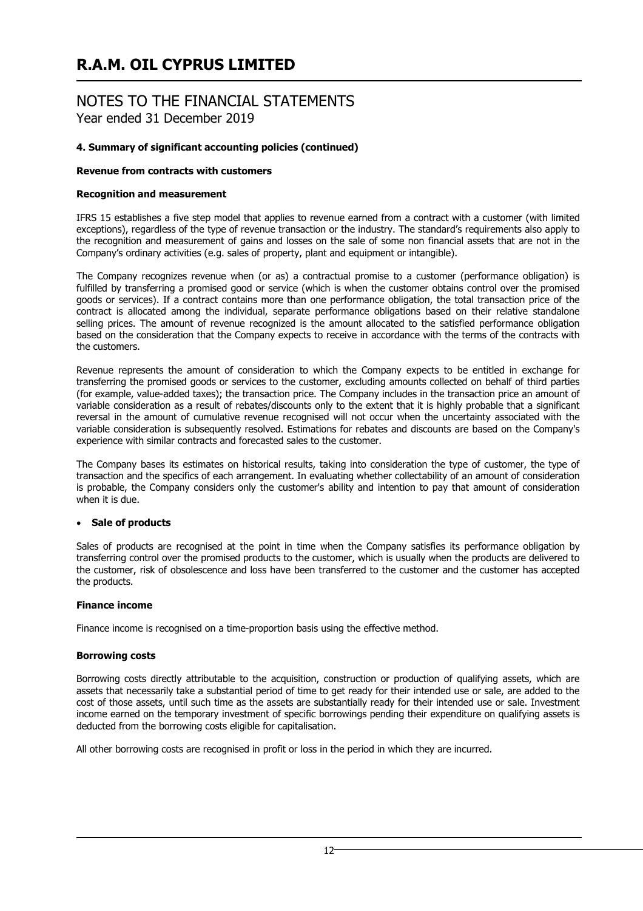# R.A.M. OIL CYPRUS LIMITED

## NOTES TO THE FINANCIAL STATEMENTS
Year ended 31 December 2019

### 4. Summary of significant accounting policies (continued)

**Revenue from contracts with customers**

**Recognition and measurement**

IFRS 15 establishes a five step model that applies to revenue earned from a contract with a customer (with limited exceptions), regardless of the type of revenue transaction or the industry. The standard's requirements also apply to the recognition and measurement of gains and losses on the sale of some non financial assets that are not in the Company's ordinary activities (e.g. sales of property, plant and equipment or intangible).

The Company recognizes revenue when (or as) a contractual promise to a customer (performance obligation) is fulfilled by transferring a promised good or service (which is when the customer obtains control over the promised goods or services). If a contract contains more than one performance obligation, the total transaction price of the contract is allocated among the individual, separate performance obligations based on their relative standalone selling prices. The amount of revenue recognized is the amount allocated to the satisfied performance obligation based on the consideration that the Company expects to receive in accordance with the terms of the contracts with the customers.

Revenue represents the amount of consideration to which the Company expects to be entitled in exchange for transferring the promised goods or services to the customer, excluding amounts collected on behalf of third parties (for example, value-added taxes); the transaction price. The Company includes in the transaction price an amount of variable consideration as a result of rebates/discounts only to the extent that it is highly probable that a significant reversal in the amount of cumulative revenue recognised will not occur when the uncertainty associated with the variable consideration is subsequently resolved. Estimations for rebates and discounts are based on the Company's experience with similar contracts and forecasted sales to the customer.

The Company bases its estimates on historical results, taking into consideration the type of customer, the type of transaction and the specifics of each arrangement. In evaluating whether collectability of an amount of consideration is probable, the Company considers only the customer's ability and intention to pay that amount of consideration when it is due.

- **Sale of products**

Sales of products are recognised at the point in time when the Company satisfies its performance obligation by transferring control over the promised products to the customer, which is usually when the products are delivered to the customer, risk of obsolescence and loss have been transferred to the customer and the customer has accepted the products.

**Finance income**

Finance income is recognised on a time-proportion basis using the effective method.

**Borrowing costs**

Borrowing costs directly attributable to the acquisition, construction or production of qualifying assets, which are assets that necessarily take a substantial period of time to get ready for their intended use or sale, are added to the cost of those assets, until such time as the assets are substantially ready for their intended use or sale. Investment income earned on the temporary investment of specific borrowings pending their expenditure on qualifying assets is deducted from the borrowing costs eligible for capitalisation.

All other borrowing costs are recognised in profit or loss in the period in which they are incurred.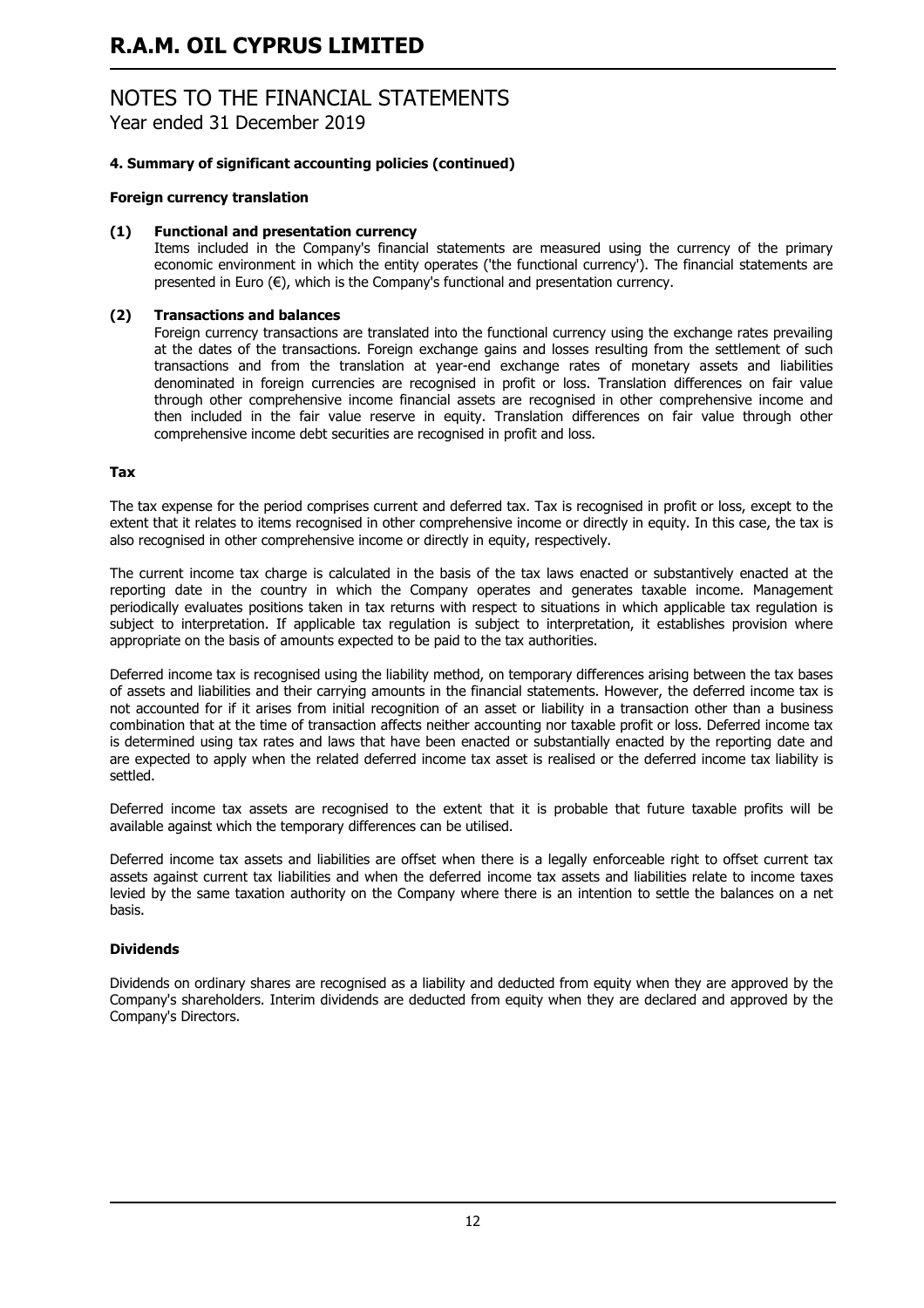## 4. Summary of significant accounting policies (continued)

### Foreign currency translation

**(1) Functional and presentation currency**

Items included in the Company's financial statements are measured using the currency of the primary economic environment in which the entity operates ('the functional currency'). The financial statements are presented in Euro (€), which is the Company's functional and presentation currency.

**(2) Transactions and balances**

Foreign currency transactions are translated into the functional currency using the exchange rates prevailing at the dates of the transactions. Foreign exchange gains and losses resulting from the settlement of such transactions and from the translation at year-end exchange rates of monetary assets and liabilities denominated in foreign currencies are recognised in profit or loss. Translation differences on fair value through other comprehensive income financial assets are recognised in other comprehensive income and then included in the fair value reserve in equity. Translation differences on fair value through other comprehensive income debt securities are recognised in profit and loss.

### Tax

The tax expense for the period comprises current and deferred tax. Tax is recognised in profit or loss, except to the extent that it relates to items recognised in other comprehensive income or directly in equity. In this case, the tax is also recognised in other comprehensive income or directly in equity, respectively.

The current income tax charge is calculated in the basis of the tax laws enacted or substantively enacted at the reporting date in the country in which the Company operates and generates taxable income. Management periodically evaluates positions taken in tax returns with respect to situations in which applicable tax regulation is subject to interpretation. If applicable tax regulation is subject to interpretation, it establishes provision where appropriate on the basis of amounts expected to be paid to the tax authorities.

Deferred income tax is recognised using the liability method, on temporary differences arising between the tax bases of assets and liabilities and their carrying amounts in the financial statements. However, the deferred income tax is not accounted for if it arises from initial recognition of an asset or liability in a transaction other than a business combination that at the time of transaction affects neither accounting nor taxable profit or loss. Deferred income tax is determined using tax rates and laws that have been enacted or substantially enacted by the reporting date and are expected to apply when the related deferred income tax asset is realised or the deferred income tax liability is settled.

Deferred income tax assets are recognised to the extent that it is probable that future taxable profits will be available against which the temporary differences can be utilised.

Deferred income tax assets and liabilities are offset when there is a legally enforceable right to offset current tax assets against current tax liabilities and when the deferred income tax assets and liabilities relate to income taxes levied by the same taxation authority on the Company where there is an intention to settle the balances on a net basis.

### Dividends

Dividends on ordinary shares are recognised as a liability and deducted from equity when they are approved by the Company's shareholders. Interim dividends are deducted from equity when they are declared and approved by the Company's Directors.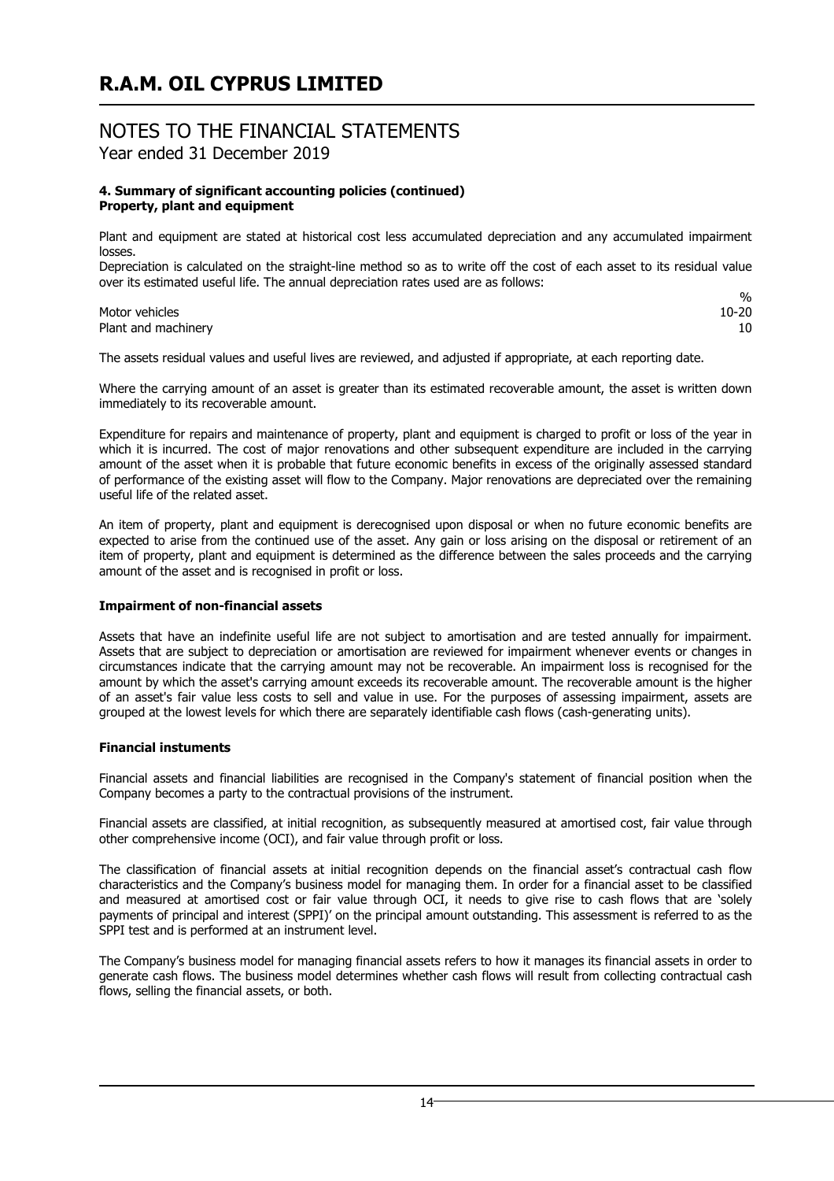# R.A.M. OIL CYPRUS LIMITED

## NOTES TO THE FINANCIAL STATEMENTS
Year ended 31 December 2019

**4. Summary of significant accounting policies (continued)**
**Property, plant and equipment**

Plant and equipment are stated at historical cost less accumulated depreciation and any accumulated impairment losses.

Depreciation is calculated on the straight-line method so as to write off the cost of each asset to its residual value over its estimated useful life. The annual depreciation rates used are as follows:

| | % |
|---|---|
| Motor vehicles | 10-20 |
| Plant and machinery | 10 |

The assets residual values and useful lives are reviewed, and adjusted if appropriate, at each reporting date.

Where the carrying amount of an asset is greater than its estimated recoverable amount, the asset is written down immediately to its recoverable amount.

Expenditure for repairs and maintenance of property, plant and equipment is charged to profit or loss of the year in which it is incurred. The cost of major renovations and other subsequent expenditure are included in the carrying amount of the asset when it is probable that future economic benefits in excess of the originally assessed standard of performance of the existing asset will flow to the Company. Major renovations are depreciated over the remaining useful life of the related asset.

An item of property, plant and equipment is derecognised upon disposal or when no future economic benefits are expected to arise from the continued use of the asset. Any gain or loss arising on the disposal or retirement of an item of property, plant and equipment is determined as the difference between the sales proceeds and the carrying amount of the asset and is recognised in profit or loss.

**Impairment of non-financial assets**

Assets that have an indefinite useful life are not subject to amortisation and are tested annually for impairment. Assets that are subject to depreciation or amortisation are reviewed for impairment whenever events or changes in circumstances indicate that the carrying amount may not be recoverable. An impairment loss is recognised for the amount by which the asset's carrying amount exceeds its recoverable amount. The recoverable amount is the higher of an asset's fair value less costs to sell and value in use. For the purposes of assessing impairment, assets are grouped at the lowest levels for which there are separately identifiable cash flows (cash-generating units).

**Financial instuments**

Financial assets and financial liabilities are recognised in the Company's statement of financial position when the Company becomes a party to the contractual provisions of the instrument.

Financial assets are classified, at initial recognition, as subsequently measured at amortised cost, fair value through other comprehensive income (OCI), and fair value through profit or loss.

The classification of financial assets at initial recognition depends on the financial asset's contractual cash flow characteristics and the Company's business model for managing them. In order for a financial asset to be classified and measured at amortised cost or fair value through OCI, it needs to give rise to cash flows that are 'solely payments of principal and interest (SPPI)' on the principal amount outstanding. This assessment is referred to as the SPPI test and is performed at an instrument level.

The Company's business model for managing financial assets refers to how it manages its financial assets in order to generate cash flows. The business model determines whether cash flows will result from collecting contractual cash flows, selling the financial assets, or both.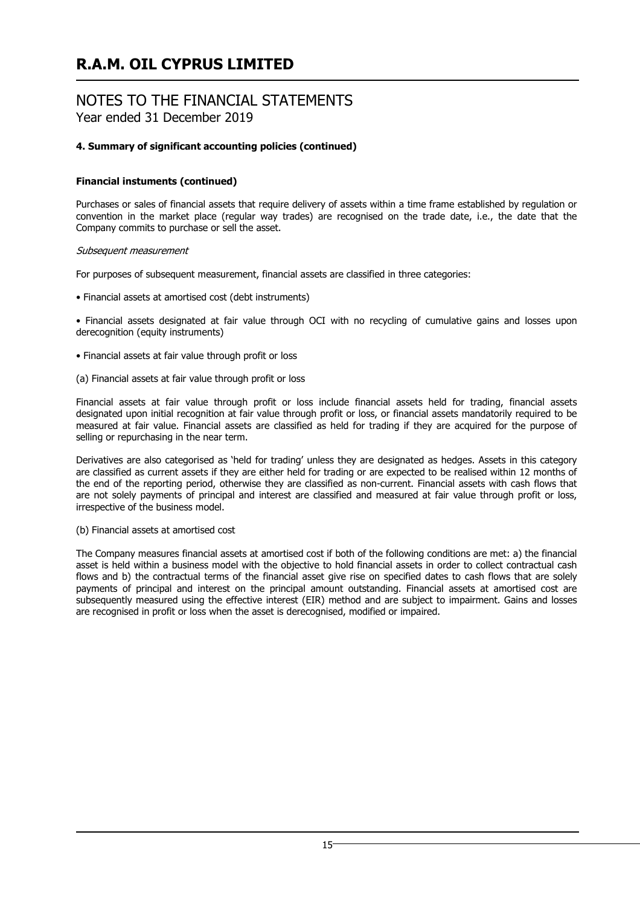# R.A.M. OIL CYPRUS LIMITED

## NOTES TO THE FINANCIAL STATEMENTS
Year ended 31 December 2019

### 4. Summary of significant accounting policies (continued)

#### Financial instuments (continued)

Purchases or sales of financial assets that require delivery of assets within a time frame established by regulation or convention in the market place (regular way trades) are recognised on the trade date, i.e., the date that the Company commits to purchase or sell the asset.

*Subsequent measurement*

For purposes of subsequent measurement, financial assets are classified in three categories:

- Financial assets at amortised cost (debt instruments)
- Financial assets designated at fair value through OCI with no recycling of cumulative gains and losses upon derecognition (equity instruments)
- Financial assets at fair value through profit or loss

(a) Financial assets at fair value through profit or loss

Financial assets at fair value through profit or loss include financial assets held for trading, financial assets designated upon initial recognition at fair value through profit or loss, or financial assets mandatorily required to be measured at fair value. Financial assets are classified as held for trading if they are acquired for the purpose of selling or repurchasing in the near term.

Derivatives are also categorised as 'held for trading' unless they are designated as hedges. Assets in this category are classified as current assets if they are either held for trading or are expected to be realised within 12 months of the end of the reporting period, otherwise they are classified as non-current. Financial assets with cash flows that are not solely payments of principal and interest are classified and measured at fair value through profit or loss, irrespective of the business model.

(b) Financial assets at amortised cost

The Company measures financial assets at amortised cost if both of the following conditions are met: a) the financial asset is held within a business model with the objective to hold financial assets in order to collect contractual cash flows and b) the contractual terms of the financial asset give rise on specified dates to cash flows that are solely payments of principal and interest on the principal amount outstanding. Financial assets at amortised cost are subsequently measured using the effective interest (EIR) method and are subject to impairment. Gains and losses are recognised in profit or loss when the asset is derecognised, modified or impaired.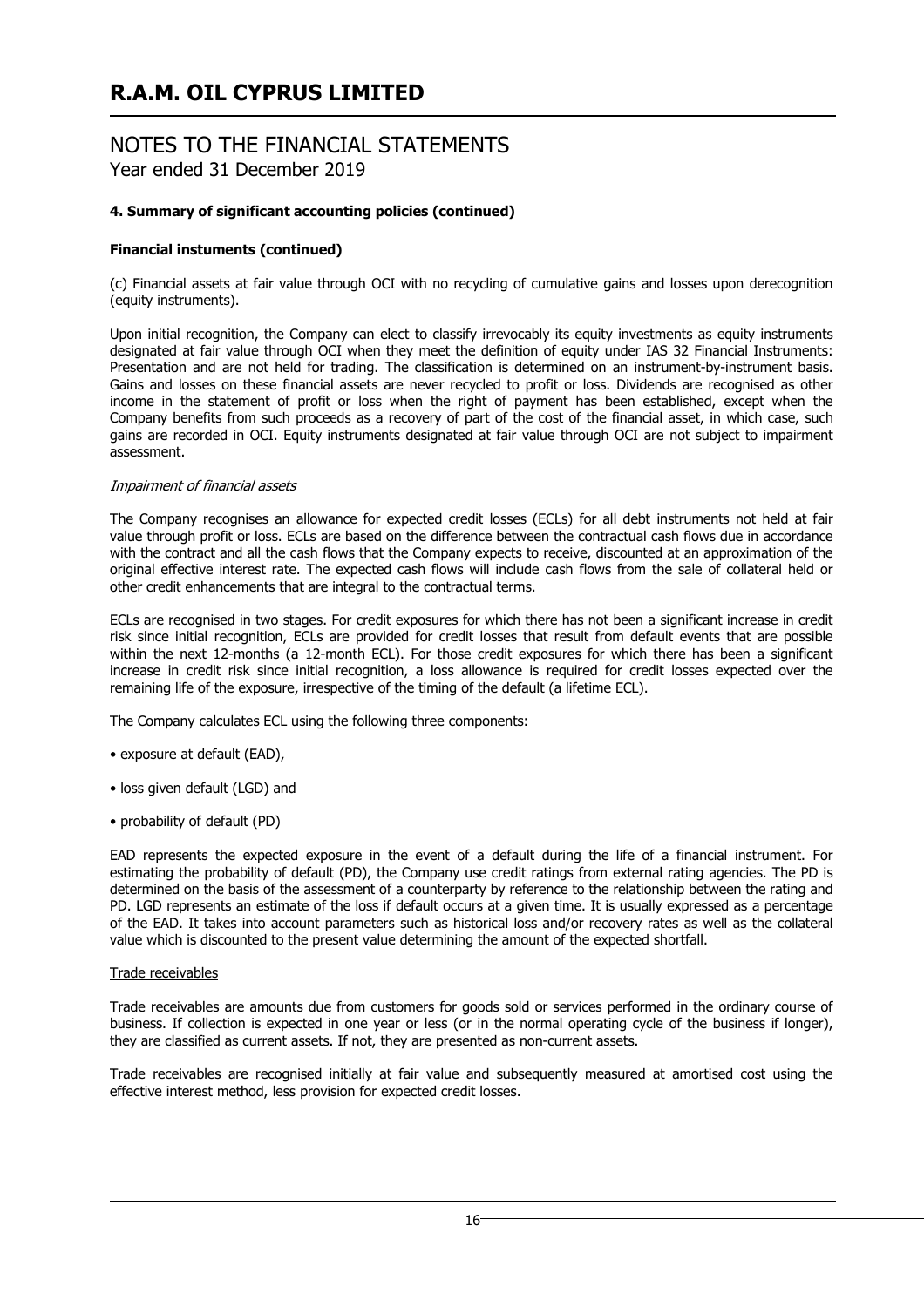# R.A.M. OIL CYPRUS LIMITED

## NOTES TO THE FINANCIAL STATEMENTS
Year ended 31 December 2019

### 4. Summary of significant accounting policies (continued)

**Financial instuments (continued)**

(c) Financial assets at fair value through OCI with no recycling of cumulative gains and losses upon derecognition (equity instruments).

Upon initial recognition, the Company can elect to classify irrevocably its equity investments as equity instruments designated at fair value through OCI when they meet the definition of equity under IAS 32 Financial Instruments: Presentation and are not held for trading. The classification is determined on an instrument-by-instrument basis. Gains and losses on these financial assets are never recycled to profit or loss. Dividends are recognised as other income in the statement of profit or loss when the right of payment has been established, except when the Company benefits from such proceeds as a recovery of part of the cost of the financial asset, in which case, such gains are recorded in OCI. Equity instruments designated at fair value through OCI are not subject to impairment assessment.

*Impairment of financial assets*

The Company recognises an allowance for expected credit losses (ECLs) for all debt instruments not held at fair value through profit or loss. ECLs are based on the difference between the contractual cash flows due in accordance with the contract and all the cash flows that the Company expects to receive, discounted at an approximation of the original effective interest rate. The expected cash flows will include cash flows from the sale of collateral held or other credit enhancements that are integral to the contractual terms.

ECLs are recognised in two stages. For credit exposures for which there has not been a significant increase in credit risk since initial recognition, ECLs are provided for credit losses that result from default events that are possible within the next 12-months (a 12-month ECL). For those credit exposures for which there has been a significant increase in credit risk since initial recognition, a loss allowance is required for credit losses expected over the remaining life of the exposure, irrespective of the timing of the default (a lifetime ECL).

The Company calculates ECL using the following three components:

- exposure at default (EAD),
- loss given default (LGD) and
- probability of default (PD)

EAD represents the expected exposure in the event of a default during the life of a financial instrument. For estimating the probability of default (PD), the Company use credit ratings from external rating agencies. The PD is determined on the basis of the assessment of a counterparty by reference to the relationship between the rating and PD. LGD represents an estimate of the loss if default occurs at a given time. It is usually expressed as a percentage of the EAD. It takes into account parameters such as historical loss and/or recovery rates as well as the collateral value which is discounted to the present value determining the amount of the expected shortfall.

Trade receivables

Trade receivables are amounts due from customers for goods sold or services performed in the ordinary course of business. If collection is expected in one year or less (or in the normal operating cycle of the business if longer), they are classified as current assets. If not, they are presented as non-current assets.

Trade receivables are recognised initially at fair value and subsequently measured at amortised cost using the effective interest method, less provision for expected credit losses.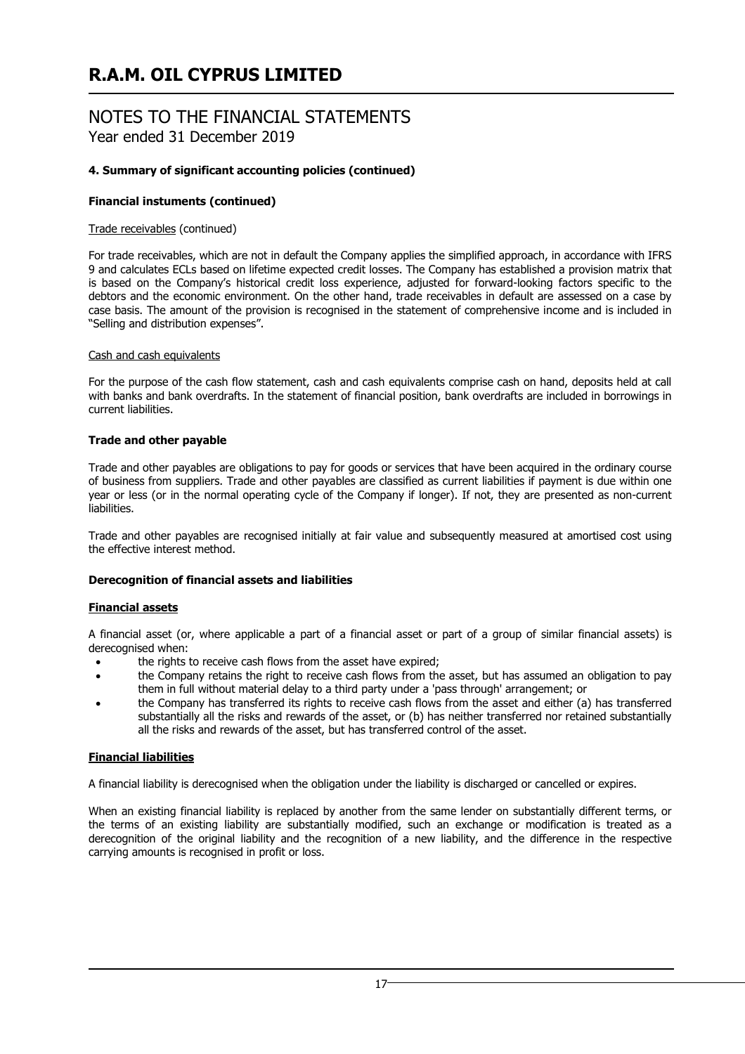### 4. Summary of significant accounting policies (continued)

#### Financial instuments (continued)

Trade receivables (continued)

For trade receivables, which are not in default the Company applies the simplified approach, in accordance with IFRS 9 and calculates ECLs based on lifetime expected credit losses. The Company has established a provision matrix that is based on the Company's historical credit loss experience, adjusted for forward-looking factors specific to the debtors and the economic environment. On the other hand, trade receivables in default are assessed on a case by case basis. The amount of the provision is recognised in the statement of comprehensive income and is included in "Selling and distribution expenses".

Cash and cash equivalents

For the purpose of the cash flow statement, cash and cash equivalents comprise cash on hand, deposits held at call with banks and bank overdrafts. In the statement of financial position, bank overdrafts are included in borrowings in current liabilities.

#### Trade and other payable

Trade and other payables are obligations to pay for goods or services that have been acquired in the ordinary course of business from suppliers. Trade and other payables are classified as current liabilities if payment is due within one year or less (or in the normal operating cycle of the Company if longer). If not, they are presented as non-current liabilities.

Trade and other payables are recognised initially at fair value and subsequently measured at amortised cost using the effective interest method.

#### Derecognition of financial assets and liabilities

**Financial assets**

A financial asset (or, where applicable a part of a financial asset or part of a group of similar financial assets) is derecognised when:

- the rights to receive cash flows from the asset have expired;
- the Company retains the right to receive cash flows from the asset, but has assumed an obligation to pay them in full without material delay to a third party under a 'pass through' arrangement; or
- the Company has transferred its rights to receive cash flows from the asset and either (a) has transferred substantially all the risks and rewards of the asset, or (b) has neither transferred nor retained substantially all the risks and rewards of the asset, but has transferred control of the asset.

**Financial liabilities**

A financial liability is derecognised when the obligation under the liability is discharged or cancelled or expires.

When an existing financial liability is replaced by another from the same lender on substantially different terms, or the terms of an existing liability are substantially modified, such an exchange or modification is treated as a derecognition of the original liability and the recognition of a new liability, and the difference in the respective carrying amounts is recognised in profit or loss.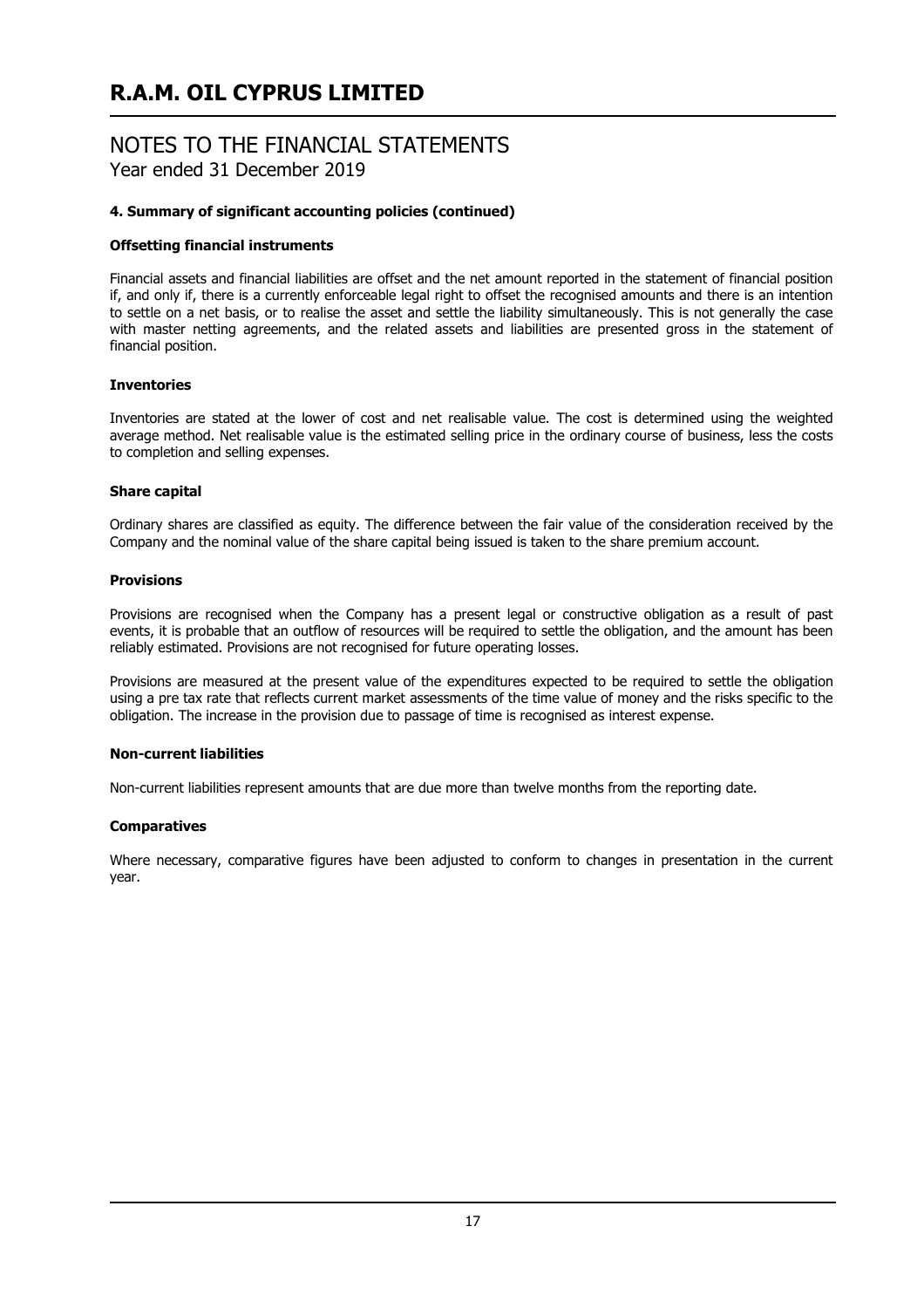# R.A.M. OIL CYPRUS LIMITED

## NOTES TO THE FINANCIAL STATEMENTS
Year ended 31 December 2019

### 4. Summary of significant accounting policies (continued)

**Offsetting financial instruments**

Financial assets and financial liabilities are offset and the net amount reported in the statement of financial position if, and only if, there is a currently enforceable legal right to offset the recognised amounts and there is an intention to settle on a net basis, or to realise the asset and settle the liability simultaneously. This is not generally the case with master netting agreements, and the related assets and liabilities are presented gross in the statement of financial position.

**Inventories**

Inventories are stated at the lower of cost and net realisable value. The cost is determined using the weighted average method. Net realisable value is the estimated selling price in the ordinary course of business, less the costs to completion and selling expenses.

**Share capital**

Ordinary shares are classified as equity. The difference between the fair value of the consideration received by the Company and the nominal value of the share capital being issued is taken to the share premium account.

**Provisions**

Provisions are recognised when the Company has a present legal or constructive obligation as a result of past events, it is probable that an outflow of resources will be required to settle the obligation, and the amount has been reliably estimated. Provisions are not recognised for future operating losses.

Provisions are measured at the present value of the expenditures expected to be required to settle the obligation using a pre tax rate that reflects current market assessments of the time value of money and the risks specific to the obligation. The increase in the provision due to passage of time is recognised as interest expense.

**Non-current liabilities**

Non-current liabilities represent amounts that are due more than twelve months from the reporting date.

**Comparatives**

Where necessary, comparative figures have been adjusted to conform to changes in presentation in the current year.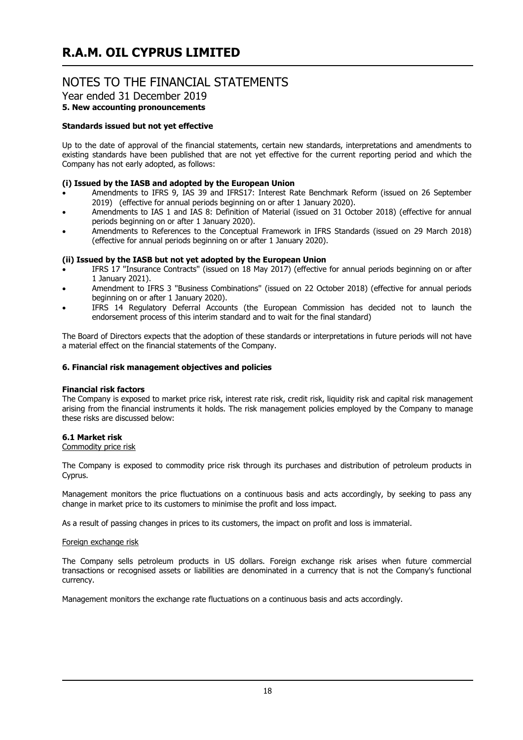# R.A.M. OIL CYPRUS LIMITED

## NOTES TO THE FINANCIAL STATEMENTS

Year ended 31 December 2019

### 5. New accounting pronouncements

**Standards issued but not yet effective**

Up to the date of approval of the financial statements, certain new standards, interpretations and amendments to existing standards have been published that are not yet effective for the current reporting period and which the Company has not early adopted, as follows:

**(i) Issued by the IASB and adopted by the European Union**

- Amendments to IFRS 9, IAS 39 and IFRS17: Interest Rate Benchmark Reform (issued on 26 September 2019) (effective for annual periods beginning on or after 1 January 2020).
- Amendments to IAS 1 and IAS 8: Definition of Material (issued on 31 October 2018) (effective for annual periods beginning on or after 1 January 2020).
- Amendments to References to the Conceptual Framework in IFRS Standards (issued on 29 March 2018) (effective for annual periods beginning on or after 1 January 2020).

**(ii) Issued by the IASB but not yet adopted by the European Union**

- IFRS 17 "Insurance Contracts" (issued on 18 May 2017) (effective for annual periods beginning on or after 1 January 2021).
- Amendment to IFRS 3 "Business Combinations" (issued on 22 October 2018) (effective for annual periods beginning on or after 1 January 2020).
- IFRS 14 Regulatory Deferral Accounts (the European Commission has decided not to launch the endorsement process of this interim standard and to wait for the final standard)

The Board of Directors expects that the adoption of these standards or interpretations in future periods will not have a material effect on the financial statements of the Company.

### 6. Financial risk management objectives and policies

**Financial risk factors**

The Company is exposed to market price risk, interest rate risk, credit risk, liquidity risk and capital risk management arising from the financial instruments it holds. The risk management policies employed by the Company to manage these risks are discussed below:

#### 6.1 Market risk

Commodity price risk

The Company is exposed to commodity price risk through its purchases and distribution of petroleum products in Cyprus.

Management monitors the price fluctuations on a continuous basis and acts accordingly, by seeking to pass any change in market price to its customers to minimise the profit and loss impact.

As a result of passing changes in prices to its customers, the impact on profit and loss is immaterial.

Foreign exchange risk

The Company sells petroleum products in US dollars. Foreign exchange risk arises when future commercial transactions or recognised assets or liabilities are denominated in a currency that is not the Company's functional currency.

Management monitors the exchange rate fluctuations on a continuous basis and acts accordingly.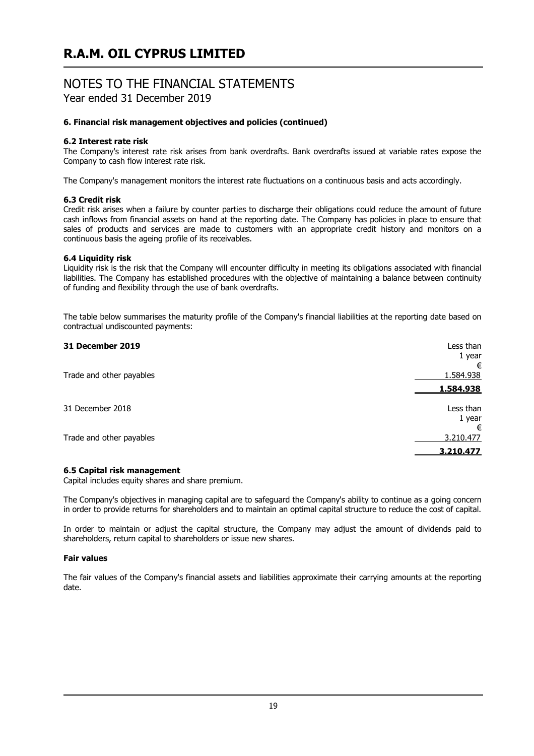# R.A.M. OIL CYPRUS LIMITED

## NOTES TO THE FINANCIAL STATEMENTS
Year ended 31 December 2019

### 6. Financial risk management objectives and policies (continued)

#### 6.2 Interest rate risk

The Company's interest rate risk arises from bank overdrafts. Bank overdrafts issued at variable rates expose the Company to cash flow interest rate risk.

The Company's management monitors the interest rate fluctuations on a continuous basis and acts accordingly.

#### 6.3 Credit risk

Credit risk arises when a failure by counter parties to discharge their obligations could reduce the amount of future cash inflows from financial assets on hand at the reporting date. The Company has policies in place to ensure that sales of products and services are made to customers with an appropriate credit history and monitors on a continuous basis the ageing profile of its receivables.

#### 6.4 Liquidity risk

Liquidity risk is the risk that the Company will encounter difficulty in meeting its obligations associated with financial liabilities. The Company has established procedures with the objective of maintaining a balance between continuity of funding and flexibility through the use of bank overdrafts.

The table below summarises the maturity profile of the Company's financial liabilities at the reporting date based on contractual undiscounted payments:

| **31 December 2019** | Less than 1 year € |
|---|---|
| Trade and other payables | 1.584.938 |
| | **1.584.938** |

| 31 December 2018 | Less than 1 year € |
|---|---|
| Trade and other payables | 3.210.477 |
| | **3.210.477** |

#### 6.5 Capital risk management

Capital includes equity shares and share premium.

The Company's objectives in managing capital are to safeguard the Company's ability to continue as a going concern in order to provide returns for shareholders and to maintain an optimal capital structure to reduce the cost of capital.

In order to maintain or adjust the capital structure, the Company may adjust the amount of dividends paid to shareholders, return capital to shareholders or issue new shares.

#### Fair values

The fair values of the Company's financial assets and liabilities approximate their carrying amounts at the reporting date.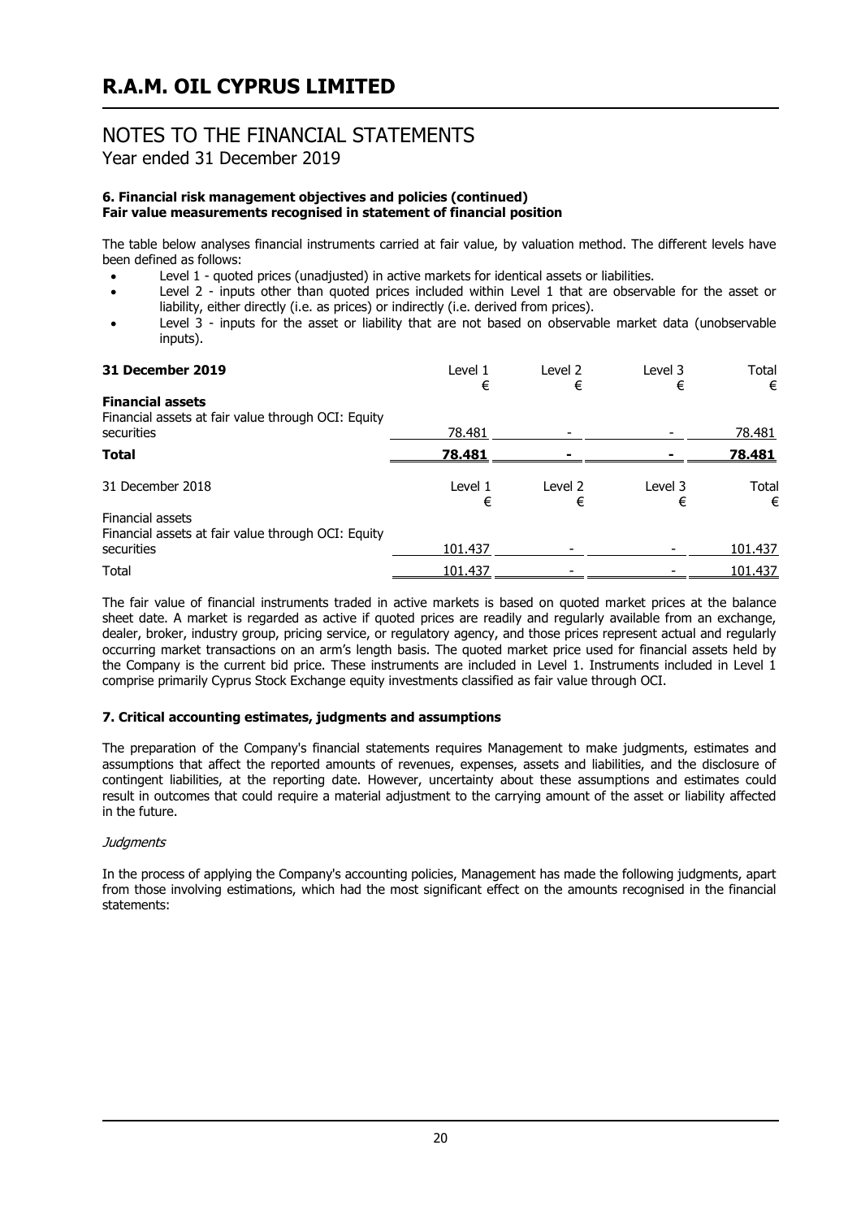# R.A.M. OIL CYPRUS LIMITED

## NOTES TO THE FINANCIAL STATEMENTS

Year ended 31 December 2019

**6. Financial risk management objectives and policies (continued)**
**Fair value measurements recognised in statement of financial position**

The table below analyses financial instruments carried at fair value, by valuation method. The different levels have been defined as follows:

- Level 1 - quoted prices (unadjusted) in active markets for identical assets or liabilities.
- Level 2 - inputs other than quoted prices included within Level 1 that are observable for the asset or liability, either directly (i.e. as prices) or indirectly (i.e. derived from prices).
- Level 3 - inputs for the asset or liability that are not based on observable market data (unobservable inputs).

| **31 December 2019** | Level 1 € | Level 2 € | Level 3 € | Total € |
|---|---|---|---|---|
| **Financial assets** | | | | |
| Financial assets at fair value through OCI: Equity securities | 78.481 | - | - | 78.481 |
| **Total** | **78.481** | **-** | **-** | **78.481** |

| 31 December 2018 | Level 1 € | Level 2 € | Level 3 € | Total € |
|---|---|---|---|---|
| Financial assets | | | | |
| Financial assets at fair value through OCI: Equity securities | 101.437 | - | - | 101.437 |
| Total | 101.437 | - | - | 101.437 |

The fair value of financial instruments traded in active markets is based on quoted market prices at the balance sheet date. A market is regarded as active if quoted prices are readily and regularly available from an exchange, dealer, broker, industry group, pricing service, or regulatory agency, and those prices represent actual and regularly occurring market transactions on an arm's length basis. The quoted market price used for financial assets held by the Company is the current bid price. These instruments are included in Level 1. Instruments included in Level 1 comprise primarily Cyprus Stock Exchange equity investments classified as fair value through OCI.

**7. Critical accounting estimates, judgments and assumptions**

The preparation of the Company's financial statements requires Management to make judgments, estimates and assumptions that affect the reported amounts of revenues, expenses, assets and liabilities, and the disclosure of contingent liabilities, at the reporting date. However, uncertainty about these assumptions and estimates could result in outcomes that could require a material adjustment to the carrying amount of the asset or liability affected in the future.

*Judgments*

In the process of applying the Company's accounting policies, Management has made the following judgments, apart from those involving estimations, which had the most significant effect on the amounts recognised in the financial statements: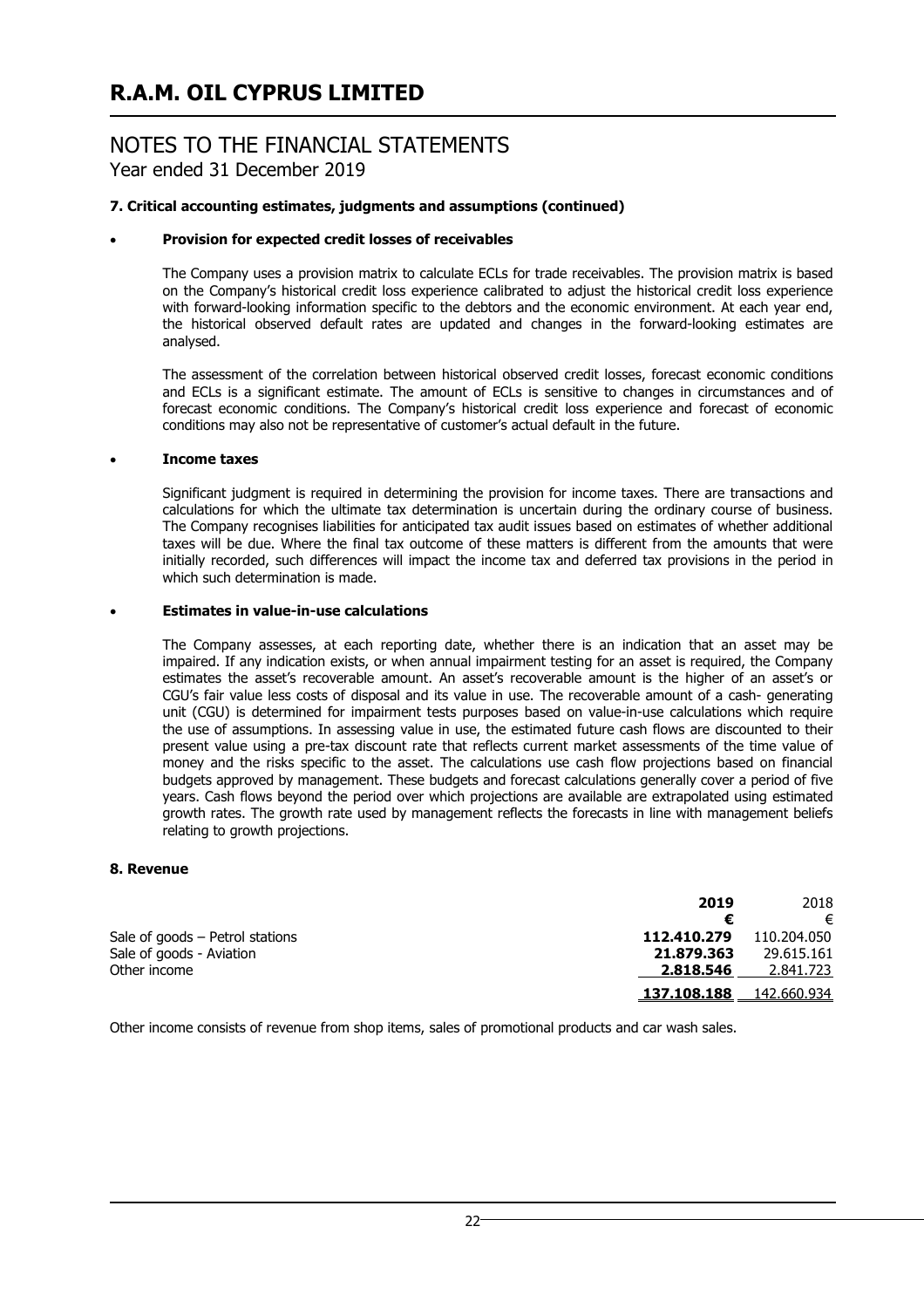# R.A.M. OIL CYPRUS LIMITED

## NOTES TO THE FINANCIAL STATEMENTS
Year ended 31 December 2019

### 7. Critical accounting estimates, judgments and assumptions (continued)

- **Provision for expected credit losses of receivables**

  The Company uses a provision matrix to calculate ECLs for trade receivables. The provision matrix is based on the Company's historical credit loss experience calibrated to adjust the historical credit loss experience with forward-looking information specific to the debtors and the economic environment. At each year end, the historical observed default rates are updated and changes in the forward-looking estimates are analysed.

  The assessment of the correlation between historical observed credit losses, forecast economic conditions and ECLs is a significant estimate. The amount of ECLs is sensitive to changes in circumstances and of forecast economic conditions. The Company's historical credit loss experience and forecast of economic conditions may also not be representative of customer's actual default in the future.

- **Income taxes**

  Significant judgment is required in determining the provision for income taxes. There are transactions and calculations for which the ultimate tax determination is uncertain during the ordinary course of business. The Company recognises liabilities for anticipated tax audit issues based on estimates of whether additional taxes will be due. Where the final tax outcome of these matters is different from the amounts that were initially recorded, such differences will impact the income tax and deferred tax provisions in the period in which such determination is made.

- **Estimates in value-in-use calculations**

  The Company assesses, at each reporting date, whether there is an indication that an asset may be impaired. If any indication exists, or when annual impairment testing for an asset is required, the Company estimates the asset's recoverable amount. An asset's recoverable amount is the higher of an asset's or CGU's fair value less costs of disposal and its value in use. The recoverable amount of a cash- generating unit (CGU) is determined for impairment tests purposes based on value-in-use calculations which require the use of assumptions. In assessing value in use, the estimated future cash flows are discounted to their present value using a pre-tax discount rate that reflects current market assessments of the time value of money and the risks specific to the asset. The calculations use cash flow projections based on financial budgets approved by management. These budgets and forecast calculations generally cover a period of five years. Cash flows beyond the period over which projections are available are extrapolated using estimated growth rates. The growth rate used by management reflects the forecasts in line with management beliefs relating to growth projections.

### 8. Revenue

| | **2019** | 2018 |
|---|---|---|
| | **€** | € |
| Sale of goods – Petrol stations | **112.410.279** | 110.204.050 |
| Sale of goods - Aviation | **21.879.363** | 29.615.161 |
| Other income | **2.818.546** | 2.841.723 |
| | **137.108.188** | 142.660.934 |

Other income consists of revenue from shop items, sales of promotional products and car wash sales.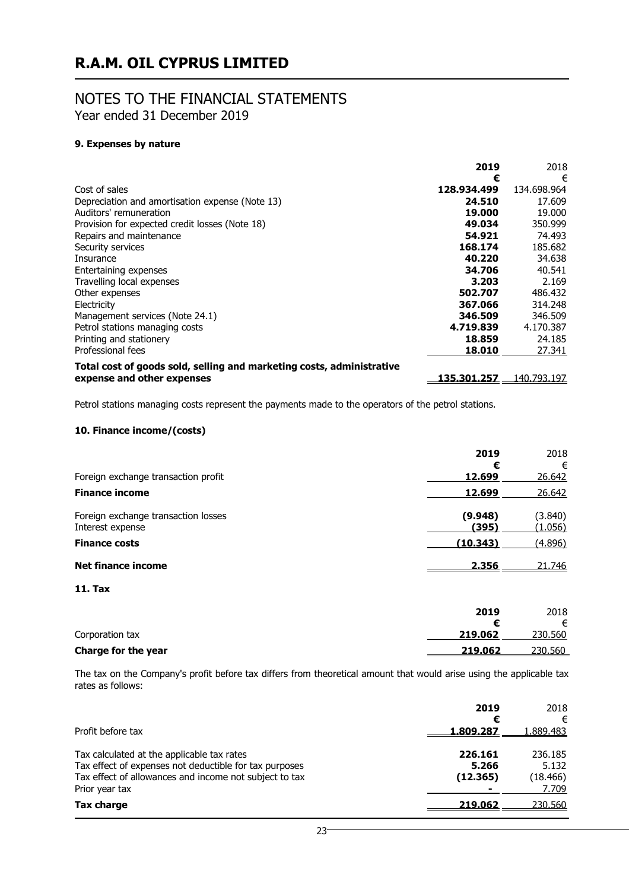# R.A.M. OIL CYPRUS LIMITED

## NOTES TO THE FINANCIAL STATEMENTS
Year ended 31 December 2019

### 9. Expenses by nature

| | 2019 | 2018 |
|---|---|---|
| | € | € |
| Cost of sales | **128.934.499** | 134.698.964 |
| Depreciation and amortisation expense (Note 13) | **24.510** | 17.609 |
| Auditors' remuneration | **19.000** | 19.000 |
| Provision for expected credit losses (Note 18) | **49.034** | 350.999 |
| Repairs and maintenance | **54.921** | 74.493 |
| Security services | **168.174** | 185.682 |
| Insurance | **40.220** | 34.638 |
| Entertaining expenses | **34.706** | 40.541 |
| Travelling local expenses | **3.203** | 2.169 |
| Other expenses | **502.707** | 486.432 |
| Electricity | **367.066** | 314.248 |
| Management services (Note 24.1) | **346.509** | 346.509 |
| Petrol stations managing costs | **4.719.839** | 4.170.387 |
| Printing and stationery | **18.859** | 24.185 |
| Professional fees | **18.010** | 27.341 |
| **Total cost of goods sold, selling and marketing costs, administrative expense and other expenses** | **135.301.257** | 140.793.197 |

Petrol stations managing costs represent the payments made to the operators of the petrol stations.

### 10. Finance income/(costs)

| | 2019 | 2018 |
|---|---|---|
| | € | € |
| Foreign exchange transaction profit | **12.699** | 26.642 |
| **Finance income** | **12.699** | 26.642 |
| Foreign exchange transaction losses | **(9.948)** | (3.840) |
| Interest expense | **(395)** | (1.056) |
| **Finance costs** | **(10.343)** | (4.896) |
| **Net finance income** | **2.356** | 21.746 |

### 11. Tax

| | 2019 | 2018 |
|---|---|---|
| | € | € |
| Corporation tax | **219.062** | 230.560 |
| **Charge for the year** | **219.062** | 230.560 |

The tax on the Company's profit before tax differs from theoretical amount that would arise using the applicable tax rates as follows:

| | 2019 | 2018 |
|---|---|---|
| | € | € |
| Profit before tax | **1.809.287** | 1.889.483 |
| Tax calculated at the applicable tax rates | **226.161** | 236.185 |
| Tax effect of expenses not deductible for tax purposes | **5.266** | 5.132 |
| Tax effect of allowances and income not subject to tax | **(12.365)** | (18.466) |
| Prior year tax | **-** | 7.709 |
| **Tax charge** | **219.062** | 230.560 |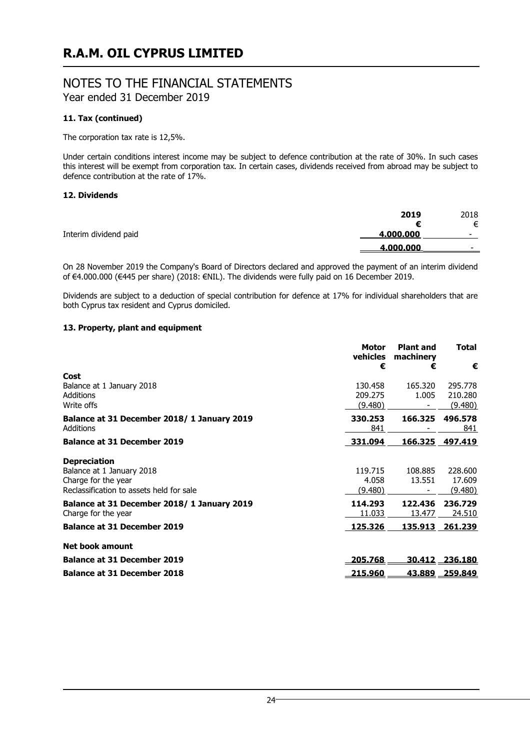# R.A.M. OIL CYPRUS LIMITED

## NOTES TO THE FINANCIAL STATEMENTS
Year ended 31 December 2019

### 11. Tax (continued)

The corporation tax rate is 12,5%.

Under certain conditions interest income may be subject to defence contribution at the rate of 30%. In such cases this interest will be exempt from corporation tax. In certain cases, dividends received from abroad may be subject to defence contribution at the rate of 17%.

### 12. Dividends

| | 2019 | 2018 |
|---|---|---|
| | € | € |
| Interim dividend paid | 4.000.000 | - |
| | **4.000.000** | - |

On 28 November 2019 the Company's Board of Directors declared and approved the payment of an interim dividend of €4.000.000 (€445 per share) (2018: €NIL). The dividends were fully paid on 16 December 2019.

Dividends are subject to a deduction of special contribution for defence at 17% for individual shareholders that are both Cyprus tax resident and Cyprus domiciled.

### 13. Property, plant and equipment

| | Motor vehicles | Plant and machinery | Total |
|---|---|---|---|
| | € | € | € |
| **Cost** | | | |
| Balance at 1 January 2018 | 130.458 | 165.320 | 295.778 |
| Additions | 209.275 | 1.005 | 210.280 |
| Write offs | (9.480) | - | (9.480) |
| **Balance at 31 December 2018/ 1 January 2019** | **330.253** | **166.325** | **496.578** |
| Additions | 841 | - | 841 |
| **Balance at 31 December 2019** | **331.094** | **166.325** | **497.419** |
| **Depreciation** | | | |
| Balance at 1 January 2018 | 119.715 | 108.885 | 228.600 |
| Charge for the year | 4.058 | 13.551 | 17.609 |
| Reclassification to assets held for sale | (9.480) | - | (9.480) |
| **Balance at 31 December 2018/ 1 January 2019** | **114.293** | **122.436** | **236.729** |
| Charge for the year | 11.033 | 13.477 | 24.510 |
| **Balance at 31 December 2019** | **125.326** | **135.913** | **261.239** |
| **Net book amount** | | | |
| **Balance at 31 December 2019** | **205.768** | **30.412** | **236.180** |
| **Balance at 31 December 2018** | **215.960** | **43.889** | **259.849** |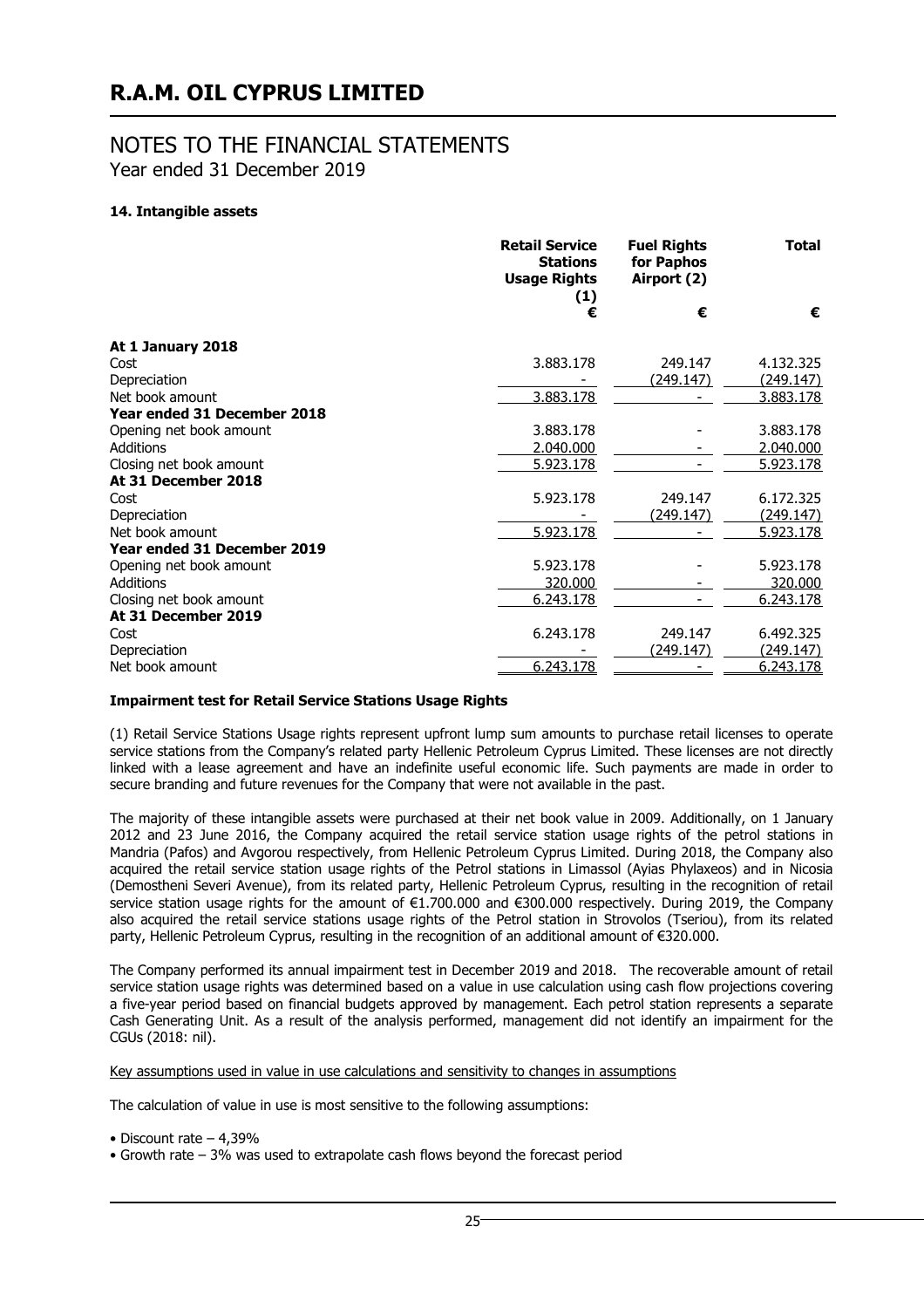# R.A.M. OIL CYPRUS LIMITED

## NOTES TO THE FINANCIAL STATEMENTS

Year ended 31 December 2019

### 14. Intangible assets

| | Retail Service Stations Usage Rights (1) | Fuel Rights for Paphos Airport (2) | Total |
|---|---|---|---|
| | € | € | € |
| **At 1 January 2018** | | | |
| Cost | 3.883.178 | 249.147 | 4.132.325 |
| Depreciation | - | (249.147) | (249.147) |
| Net book amount | 3.883.178 | - | 3.883.178 |
| **Year ended 31 December 2018** | | | |
| Opening net book amount | 3.883.178 | - | 3.883.178 |
| Additions | 2.040.000 | - | 2.040.000 |
| Closing net book amount | 5.923.178 | - | 5.923.178 |
| **At 31 December 2018** | | | |
| Cost | 5.923.178 | 249.147 | 6.172.325 |
| Depreciation | - | (249.147) | (249.147) |
| Net book amount | 5.923.178 | - | 5.923.178 |
| **Year ended 31 December 2019** | | | |
| Opening net book amount | 5.923.178 | - | 5.923.178 |
| Additions | 320.000 | - | 320.000 |
| Closing net book amount | 6.243.178 | - | 6.243.178 |
| **At 31 December 2019** | | | |
| Cost | 6.243.178 | 249.147 | 6.492.325 |
| Depreciation | - | (249.147) | (249.147) |
| Net book amount | 6.243.178 | - | 6.243.178 |

**Impairment test for Retail Service Stations Usage Rights**

(1) Retail Service Stations Usage rights represent upfront lump sum amounts to purchase retail licenses to operate service stations from the Company's related party Hellenic Petroleum Cyprus Limited. These licenses are not directly linked with a lease agreement and have an indefinite useful economic life. Such payments are made in order to secure branding and future revenues for the Company that were not available in the past.

The majority of these intangible assets were purchased at their net book value in 2009. Additionally, on 1 January 2012 and 23 June 2016, the Company acquired the retail service station usage rights of the petrol stations in Mandria (Pafos) and Avgorou respectively, from Hellenic Petroleum Cyprus Limited. During 2018, the Company also acquired the retail service station usage rights of the Petrol stations in Limassol (Ayias Phylaxeos) and in Nicosia (Demostheni Severi Avenue), from its related party, Hellenic Petroleum Cyprus, resulting in the recognition of retail service station usage rights for the amount of €1.700.000 and €300.000 respectively. During 2019, the Company also acquired the retail service stations usage rights of the Petrol station in Strovolos (Tseriou), from its related party, Hellenic Petroleum Cyprus, resulting in the recognition of an additional amount of €320.000.

The Company performed its annual impairment test in December 2019 and 2018. The recoverable amount of retail service station usage rights was determined based on a value in use calculation using cash flow projections covering a five-year period based on financial budgets approved by management. Each petrol station represents a separate Cash Generating Unit. As a result of the analysis performed, management did not identify an impairment for the CGUs (2018: nil).

Key assumptions used in value in use calculations and sensitivity to changes in assumptions

The calculation of value in use is most sensitive to the following assumptions:

- Discount rate – 4,39%
- Growth rate – 3% was used to extrapolate cash flows beyond the forecast period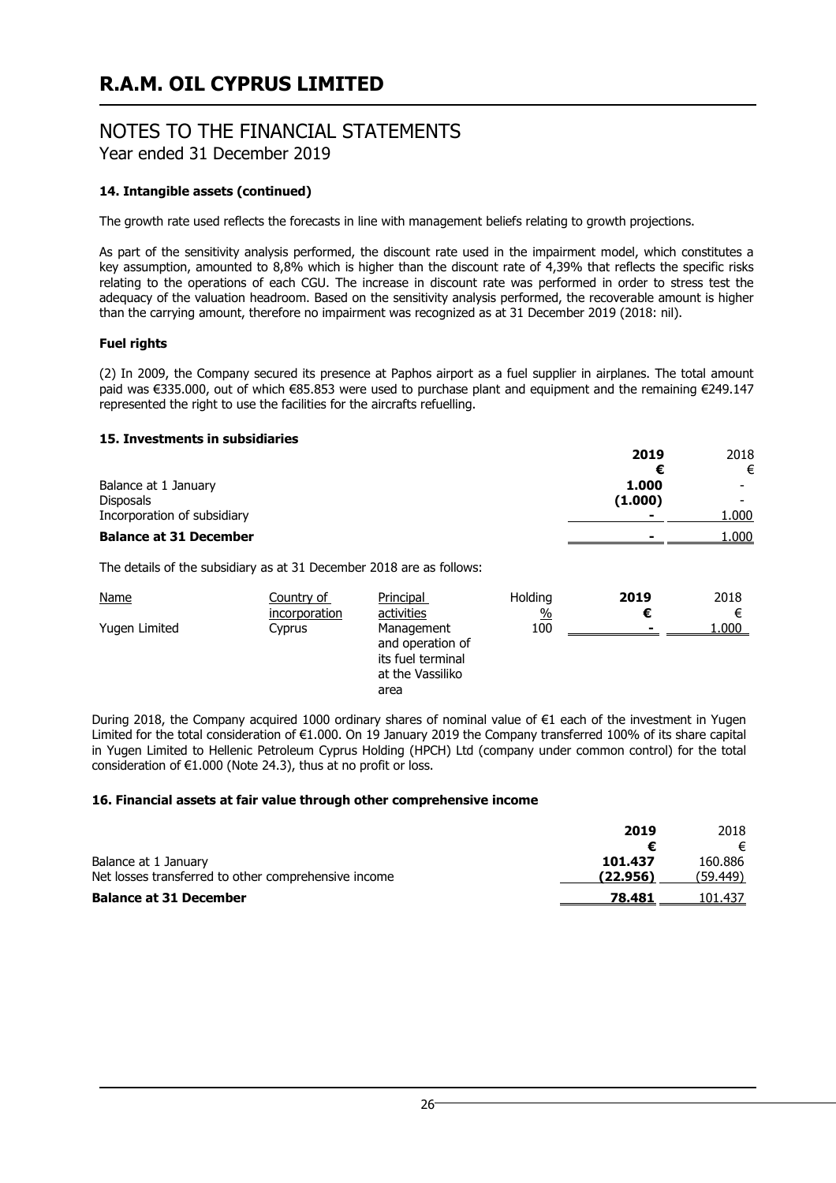# R.A.M. OIL CYPRUS LIMITED

## NOTES TO THE FINANCIAL STATEMENTS
Year ended 31 December 2019

### 14. Intangible assets (continued)

The growth rate used reflects the forecasts in line with management beliefs relating to growth projections.

As part of the sensitivity analysis performed, the discount rate used in the impairment model, which constitutes a key assumption, amounted to 8,8% which is higher than the discount rate of 4,39% that reflects the specific risks relating to the operations of each CGU. The increase in discount rate was performed in order to stress test the adequacy of the valuation headroom. Based on the sensitivity analysis performed, the recoverable amount is higher than the carrying amount, therefore no impairment was recognized as at 31 December 2019 (2018: nil).

**Fuel rights**

(2) In 2009, the Company secured its presence at Paphos airport as a fuel supplier in airplanes. The total amount paid was €335.000, out of which €85.853 were used to purchase plant and equipment and the remaining €249.147 represented the right to use the facilities for the aircrafts refuelling.

### 15. Investments in subsidiaries

| | **2019** | 2018 |
|---|---|---|
| | **€** | € |
| Balance at 1 January | **1.000** | - |
| Disposals | **(1.000)** | - |
| Incorporation of subsidiary | **-** | 1.000 |
| **Balance at 31 December** | **-** | 1.000 |

The details of the subsidiary as at 31 December 2018 are as follows:

| Name | Country of incorporation | Principal activities | Holding % | **2019 €** | 2018 € |
|---|---|---|---|---|---|
| Yugen Limited | Cyprus | Management and operation of its fuel terminal at the Vassiliko area | 100 | **-** | 1.000 |

During 2018, the Company acquired 1000 ordinary shares of nominal value of €1 each of the investment in Yugen Limited for the total consideration of €1.000. On 19 January 2019 the Company transferred 100% of its share capital in Yugen Limited to Hellenic Petroleum Cyprus Holding (HPCH) Ltd (company under common control) for the total consideration of €1.000 (Note 24.3), thus at no profit or loss.

### 16. Financial assets at fair value through other comprehensive income

| | **2019** | 2018 |
|---|---|---|
| | **€** | € |
| Balance at 1 January | **101.437** | 160.886 |
| Net losses transferred to other comprehensive income | **(22.956)** | (59.449) |
| **Balance at 31 December** | **78.481** | 101.437 |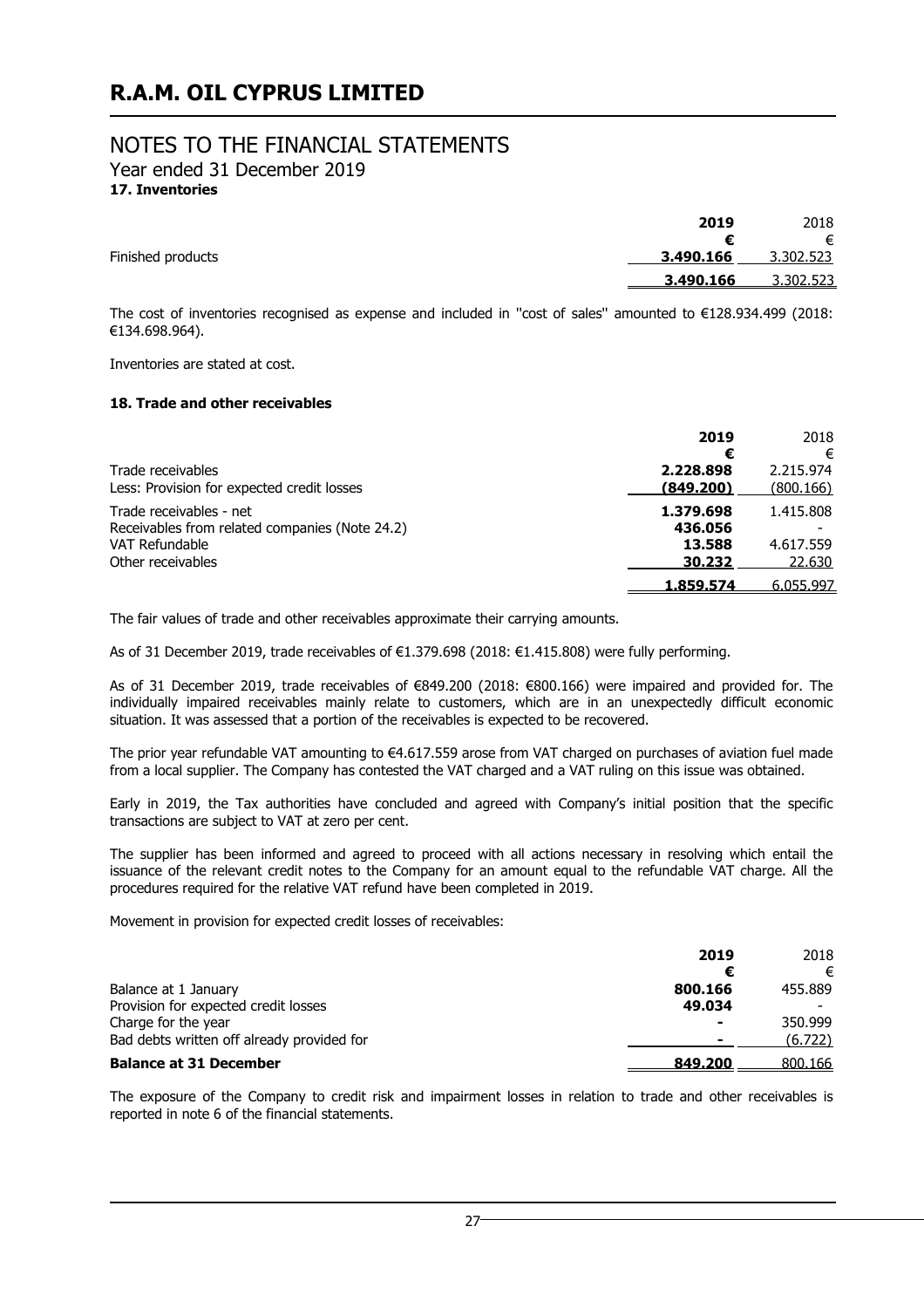# R.A.M. OIL CYPRUS LIMITED

## NOTES TO THE FINANCIAL STATEMENTS

Year ended 31 December 2019

**17. Inventories**

| | 2019 | 2018 |
|---|---|---|
| | € | € |
| Finished products | 3.490.166 | 3.302.523 |
| | 3.490.166 | 3.302.523 |

The cost of inventories recognised as expense and included in ''cost of sales'' amounted to €128.934.499 (2018: €134.698.964).

Inventories are stated at cost.

**18. Trade and other receivables**

| | 2019 | 2018 |
|---|---|---|
| | € | € |
| Trade receivables | 2.228.898 | 2.215.974 |
| Less: Provision for expected credit losses | (849.200) | (800.166) |
| Trade receivables - net | 1.379.698 | 1.415.808 |
| Receivables from related companies (Note 24.2) | 436.056 | - |
| VAT Refundable | 13.588 | 4.617.559 |
| Other receivables | 30.232 | 22.630 |
| | 1.859.574 | 6.055.997 |

The fair values of trade and other receivables approximate their carrying amounts.

As of 31 December 2019, trade receivables of €1.379.698 (2018: €1.415.808) were fully performing.

As of 31 December 2019, trade receivables of €849.200 (2018: €800.166) were impaired and provided for. The individually impaired receivables mainly relate to customers, which are in an unexpectedly difficult economic situation. It was assessed that a portion of the receivables is expected to be recovered.

The prior year refundable VAT amounting to €4.617.559 arose from VAT charged on purchases of aviation fuel made from a local supplier. The Company has contested the VAT charged and a VAT ruling on this issue was obtained.

Early in 2019, the Tax authorities have concluded and agreed with Company's initial position that the specific transactions are subject to VAT at zero per cent.

The supplier has been informed and agreed to proceed with all actions necessary in resolving which entail the issuance of the relevant credit notes to the Company for an amount equal to the refundable VAT charge. All the procedures required for the relative VAT refund have been completed in 2019.

Movement in provision for expected credit losses of receivables:

| | 2019 | 2018 |
|---|---|---|
| | € | € |
| Balance at 1 January | 800.166 | 455.889 |
| Provision for expected credit losses | 49.034 | - |
| Charge for the year | - | 350.999 |
| Bad debts written off already provided for | - | (6.722) |
| **Balance at 31 December** | **849.200** | 800.166 |

The exposure of the Company to credit risk and impairment losses in relation to trade and other receivables is reported in note 6 of the financial statements.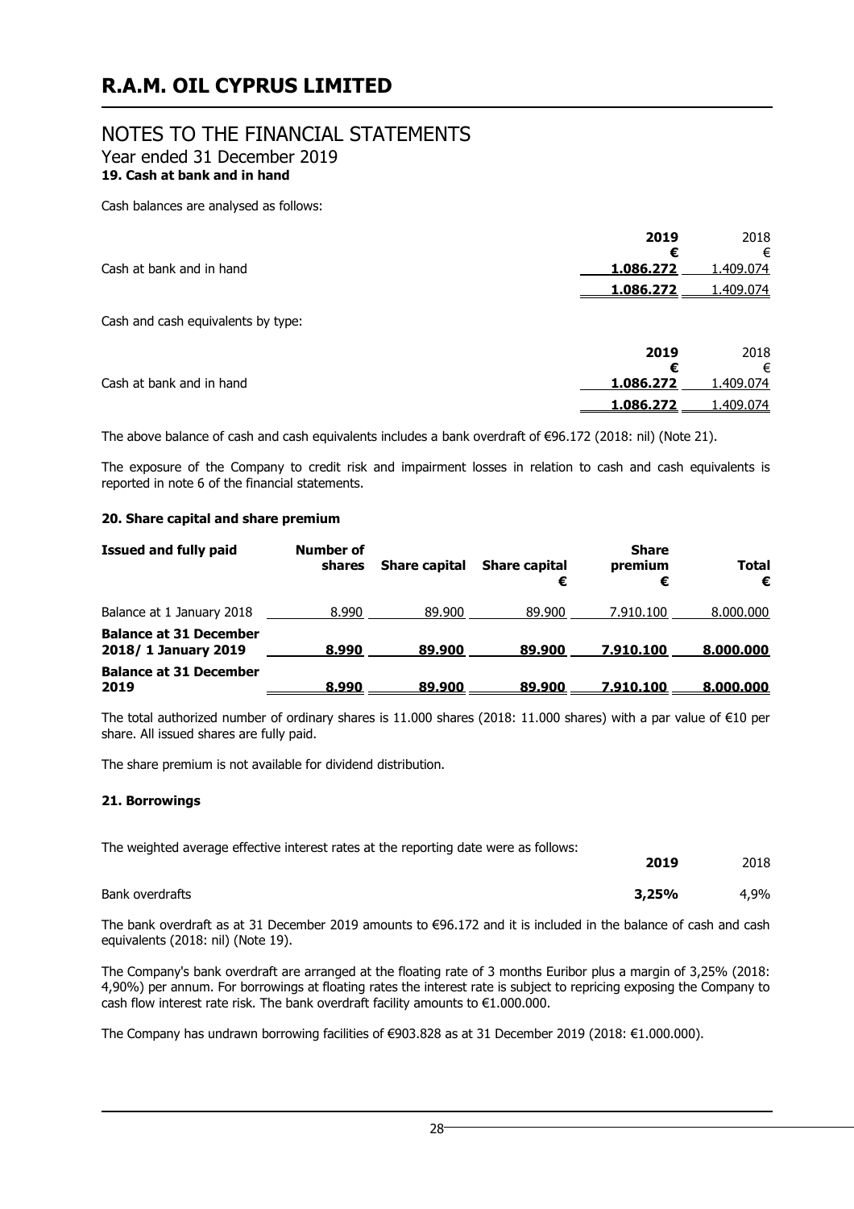# R.A.M. OIL CYPRUS LIMITED

## NOTES TO THE FINANCIAL STATEMENTS

Year ended 31 December 2019

### 19. Cash at bank and in hand

Cash balances are analysed as follows:

| | 2019 | 2018 |
|---|---|---|
| | € | € |
| Cash at bank and in hand | 1.086.272 | 1.409.074 |
| | **1.086.272** | 1.409.074 |

Cash and cash equivalents by type:

| | 2019 | 2018 |
|---|---|---|
| | € | € |
| Cash at bank and in hand | 1.086.272 | 1.409.074 |
| | **1.086.272** | 1.409.074 |

The above balance of cash and cash equivalents includes a bank overdraft of €96.172 (2018: nil) (Note 21).

The exposure of the Company to credit risk and impairment losses in relation to cash and cash equivalents is reported in note 6 of the financial statements.

### 20. Share capital and share premium

| Issued and fully paid | Number of shares | Share capital | Share capital € | Share premium € | Total € |
|---|---|---|---|---|---|
| Balance at 1 January 2018 | 8.990 | 89.900 | 89.900 | 7.910.100 | 8.000.000 |
| **Balance at 31 December 2018/ 1 January 2019** | **8.990** | **89.900** | **89.900** | **7.910.100** | **8.000.000** |
| **Balance at 31 December 2019** | **8.990** | **89.900** | **89.900** | **7.910.100** | **8.000.000** |

The total authorized number of ordinary shares is 11.000 shares (2018: 11.000 shares) with a par value of €10 per share. All issued shares are fully paid.

The share premium is not available for dividend distribution.

### 21. Borrowings

The weighted average effective interest rates at the reporting date were as follows:

| | 2019 | 2018 |
|---|---|---|
| Bank overdrafts | **3,25%** | 4,9% |

The bank overdraft as at 31 December 2019 amounts to €96.172 and it is included in the balance of cash and cash equivalents (2018: nil) (Note 19).

The Company's bank overdraft are arranged at the floating rate of 3 months Euribor plus a margin of 3,25% (2018: 4,90%) per annum. For borrowings at floating rates the interest rate is subject to repricing exposing the Company to cash flow interest rate risk. The bank overdraft facility amounts to €1.000.000.

The Company has undrawn borrowing facilities of €903.828 as at 31 December 2019 (2018: €1.000.000).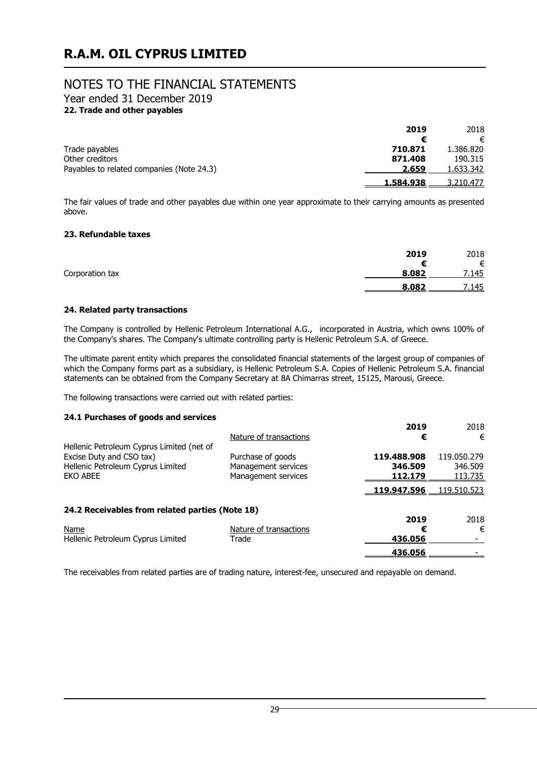# R.A.M. OIL CYPRUS LIMITED

## NOTES TO THE FINANCIAL STATEMENTS

Year ended 31 December 2019

### 22. Trade and other payables

| | 2019 | 2018 |
|---|---|---|
| | € | € |
| Trade payables | **710.871** | 1.386.820 |
| Other creditors | **871.408** | 190.315 |
| Payables to related companies (Note 24.3) | **2.659** | 1.633.342 |
| | **1.584.938** | 3.210.477 |

The fair values of trade and other payables due within one year approximate to their carrying amounts as presented above.

### 23. Refundable taxes

| | 2019 | 2018 |
|---|---|---|
| | € | € |
| Corporation tax | **8.082** | 7.145 |
| | **8.082** | 7.145 |

### 24. Related party transactions

The Company is controlled by Hellenic Petroleum International A.G., incorporated in Austria, which owns 100% of the Company's shares. The Company's ultimate controlling party is Hellenic Petroleum S.A. of Greece.

The ultimate parent entity which prepares the consolidated financial statements of the largest group of companies of which the Company forms part as a subsidiary, is Hellenic Petroleum S.A. Copies of Hellenic Petroleum S.A. financial statements can be obtained from the Company Secretary at 8A Chimarras street, 15125, Marousi, Greece.

The following transactions were carried out with related parties:

#### 24.1 Purchases of goods and services

| | Nature of transactions | 2019 | 2018 |
|---|---|---|---|
| | | € | € |
| Hellenic Petroleum Cyprus Limited (net of Excise Duty and CSO tax) | Purchase of goods | **119.488.908** | 119.050.279 |
| Hellenic Petroleum Cyprus Limited | Management services | **346.509** | 346.509 |
| EKO ABEE | Management services | **112.179** | 113.735 |
| | | **119.947.596** | 119.510.523 |

#### 24.2 Receivables from related parties (Note 18)

| Name | Nature of transactions | 2019 | 2018 |
|---|---|---|---|
| | | € | € |
| Hellenic Petroleum Cyprus Limited | Trade | **436.056** | - |
| | | **436.056** | - |

The receivables from related parties are of trading nature, interest-fee, unsecured and repayable on demand.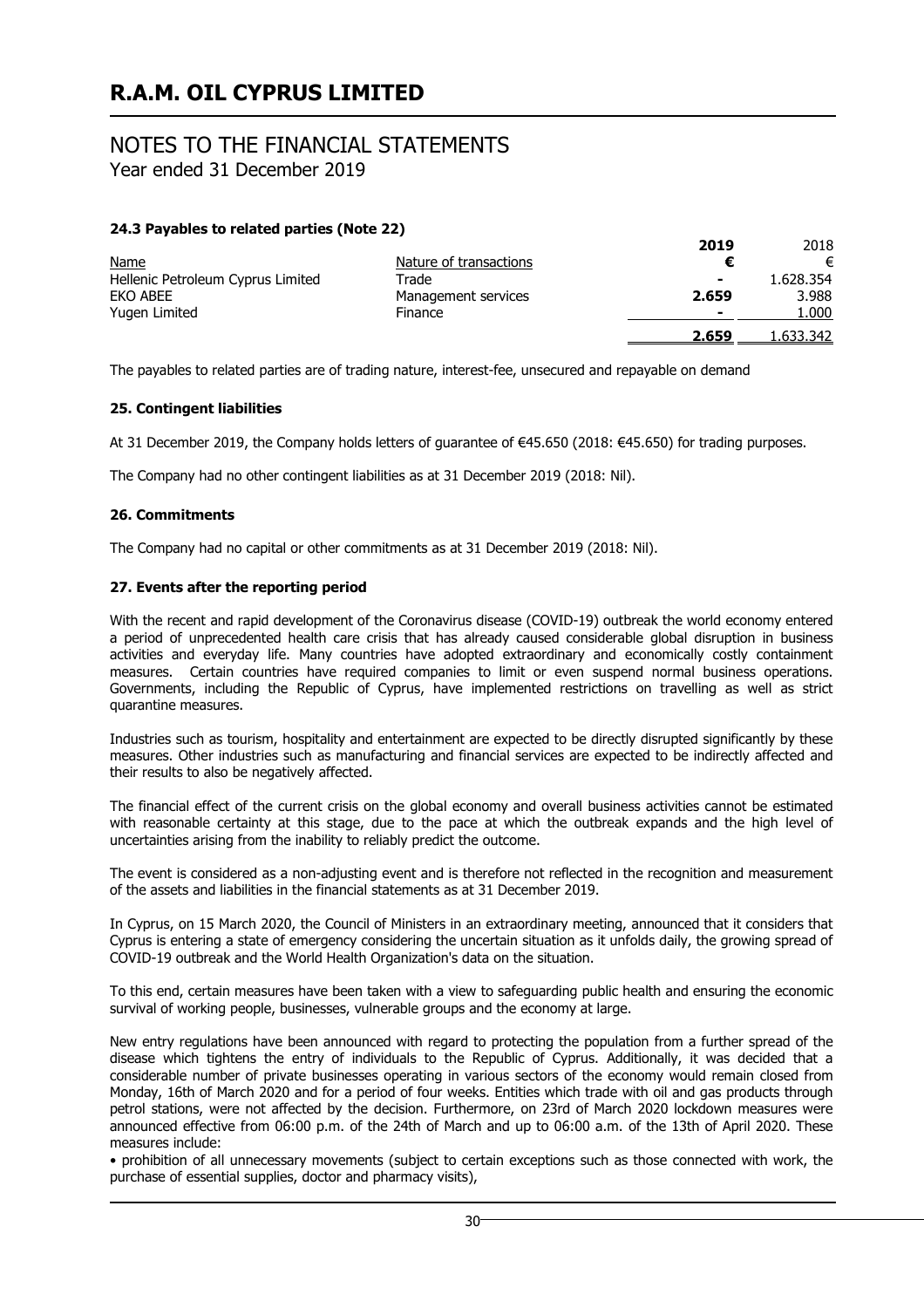#### 24.3 Payables to related parties (Note 22)

| Name | Nature of transactions | 2019 € | 2018 € |
|---|---|---|---|
| Hellenic Petroleum Cyprus Limited | Trade | - | 1.628.354 |
| EKO ABEE | Management services | 2.659 | 3.988 |
| Yugen Limited | Finance | - | 1.000 |
| | | **2.659** | 1.633.342 |

The payables to related parties are of trading nature, interest-fee, unsecured and repayable on demand

#### 25. Contingent liabilities

At 31 December 2019, the Company holds letters of guarantee of €45.650 (2018: €45.650) for trading purposes.

The Company had no other contingent liabilities as at 31 December 2019 (2018: Nil).

#### 26. Commitments

The Company had no capital or other commitments as at 31 December 2019 (2018: Nil).

#### 27. Events after the reporting period

With the recent and rapid development of the Coronavirus disease (COVID-19) outbreak the world economy entered a period of unprecedented health care crisis that has already caused considerable global disruption in business activities and everyday life. Many countries have adopted extraordinary and economically costly containment measures. Certain countries have required companies to limit or even suspend normal business operations. Governments, including the Republic of Cyprus, have implemented restrictions on travelling as well as strict quarantine measures.

Industries such as tourism, hospitality and entertainment are expected to be directly disrupted significantly by these measures. Other industries such as manufacturing and financial services are expected to be indirectly affected and their results to also be negatively affected.

The financial effect of the current crisis on the global economy and overall business activities cannot be estimated with reasonable certainty at this stage, due to the pace at which the outbreak expands and the high level of uncertainties arising from the inability to reliably predict the outcome.

The event is considered as a non-adjusting event and is therefore not reflected in the recognition and measurement of the assets and liabilities in the financial statements as at 31 December 2019.

In Cyprus, on 15 March 2020, the Council of Ministers in an extraordinary meeting, announced that it considers that Cyprus is entering a state of emergency considering the uncertain situation as it unfolds daily, the growing spread of COVID-19 outbreak and the World Health Organization's data on the situation.

To this end, certain measures have been taken with a view to safeguarding public health and ensuring the economic survival of working people, businesses, vulnerable groups and the economy at large.

New entry regulations have been announced with regard to protecting the population from a further spread of the disease which tightens the entry of individuals to the Republic of Cyprus. Additionally, it was decided that a considerable number of private businesses operating in various sectors of the economy would remain closed from Monday, 16th of March 2020 and for a period of four weeks. Entities which trade with oil and gas products through petrol stations, were not affected by the decision. Furthermore, on 23rd of March 2020 lockdown measures were announced effective from 06:00 p.m. of the 24th of March and up to 06:00 a.m. of the 13th of April 2020. These measures include:

- prohibition of all unnecessary movements (subject to certain exceptions such as those connected with work, the purchase of essential supplies, doctor and pharmacy visits),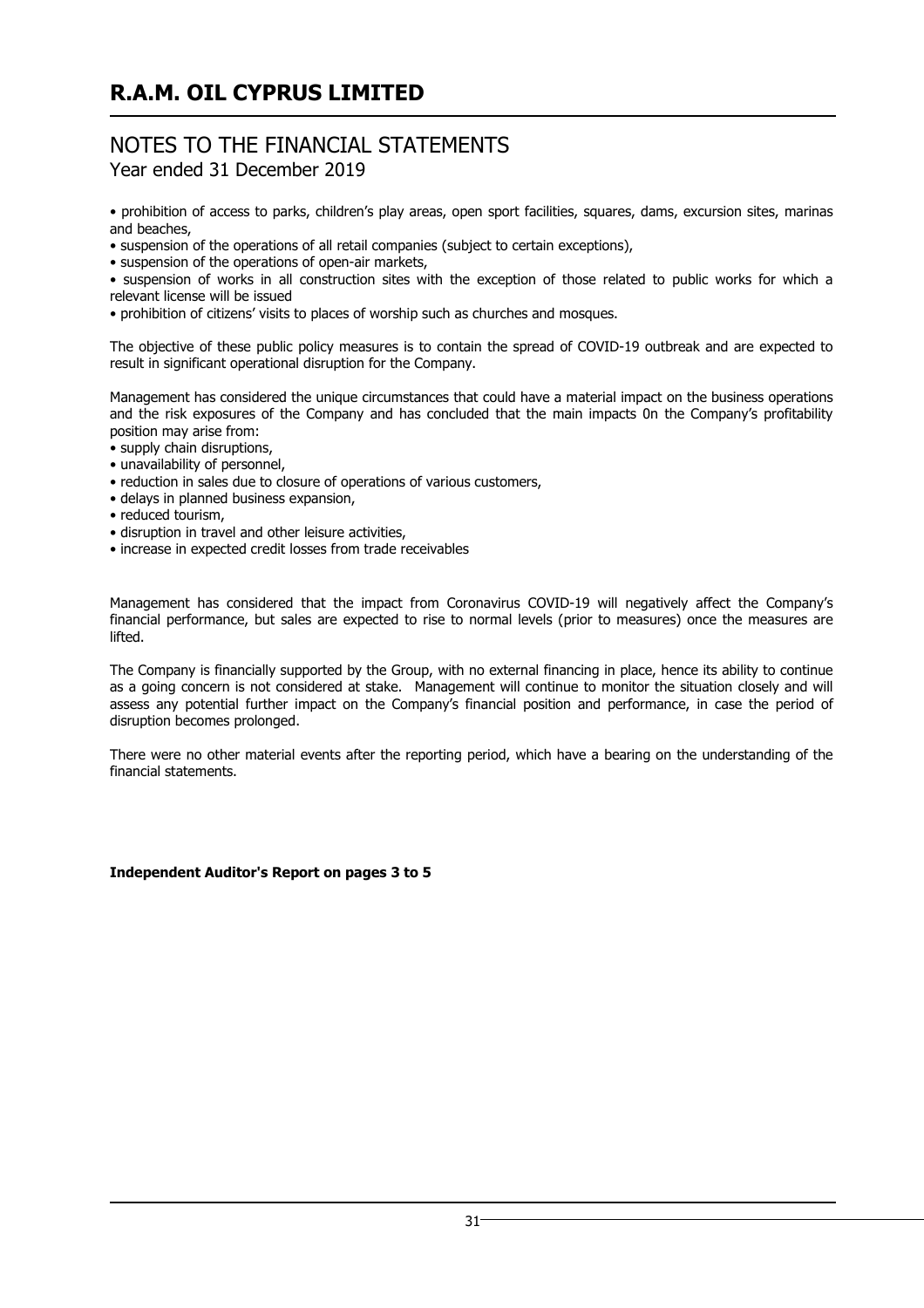• prohibition of access to parks, children's play areas, open sport facilities, squares, dams, excursion sites, marinas and beaches,
• suspension of the operations of all retail companies (subject to certain exceptions),
• suspension of the operations of open-air markets,
• suspension of works in all construction sites with the exception of those related to public works for which a relevant license will be issued
• prohibition of citizens' visits to places of worship such as churches and mosques.

The objective of these public policy measures is to contain the spread of COVID-19 outbreak and are expected to result in significant operational disruption for the Company.

Management has considered the unique circumstances that could have a material impact on the business operations and the risk exposures of the Company and has concluded that the main impacts 0n the Company's profitability position may arise from:
• supply chain disruptions,
• unavailability of personnel,
• reduction in sales due to closure of operations of various customers,
• delays in planned business expansion,
• reduced tourism,
• disruption in travel and other leisure activities,
• increase in expected credit losses from trade receivables

Management has considered that the impact from Coronavirus COVID-19 will negatively affect the Company's financial performance, but sales are expected to rise to normal levels (prior to measures) once the measures are lifted.

The Company is financially supported by the Group, with no external financing in place, hence its ability to continue as a going concern is not considered at stake. Management will continue to monitor the situation closely and will assess any potential further impact on the Company's financial position and performance, in case the period of disruption becomes prolonged.

There were no other material events after the reporting period, which have a bearing on the understanding of the financial statements.

**Independent Auditor's Report on pages 3 to 5**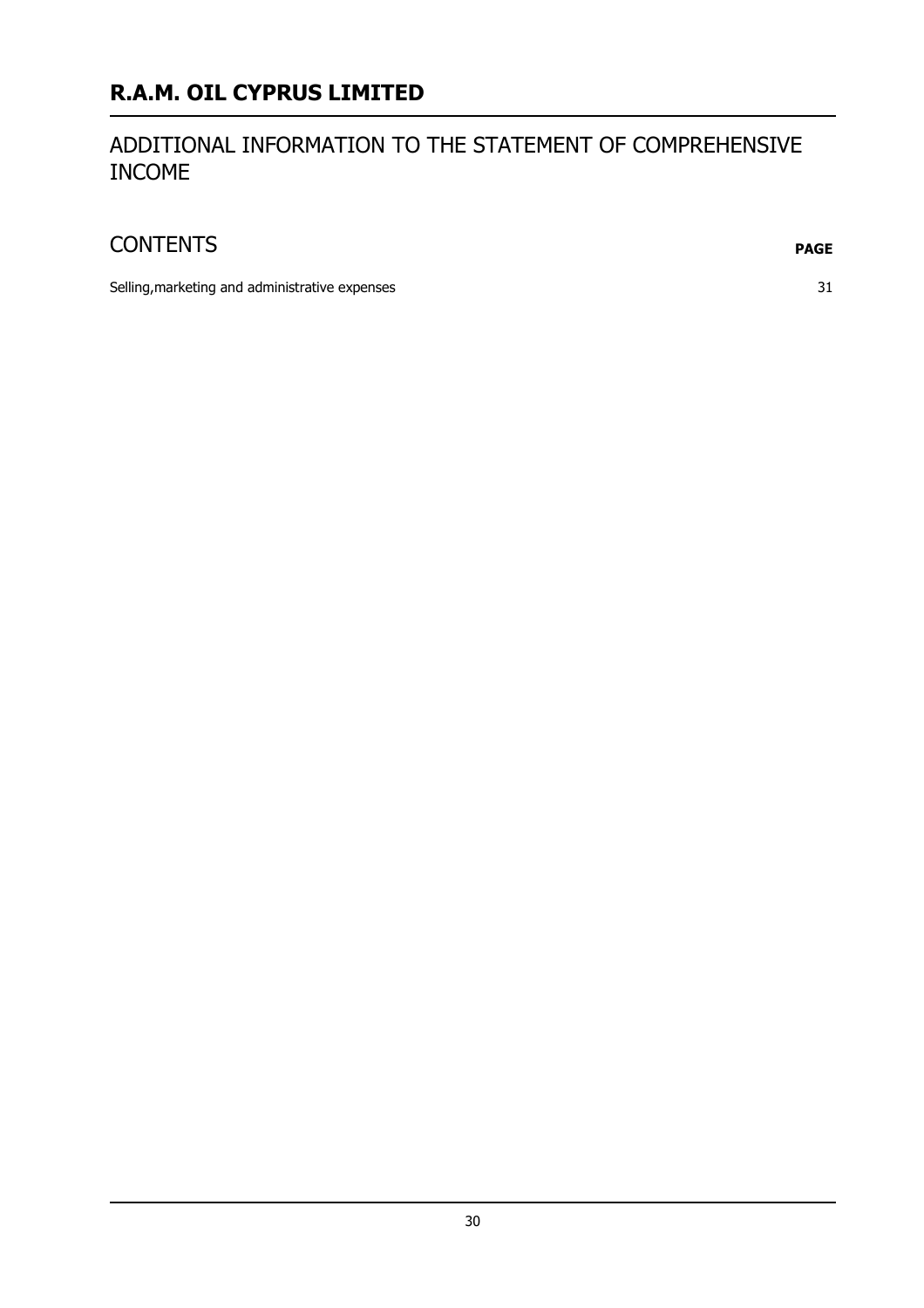# R.A.M. OIL CYPRUS LIMITED

## ADDITIONAL INFORMATION TO THE STATEMENT OF COMPREHENSIVE INCOME

## CONTENTS

| | **PAGE** |
|---|---|
| Selling,marketing and administrative expenses | 31 |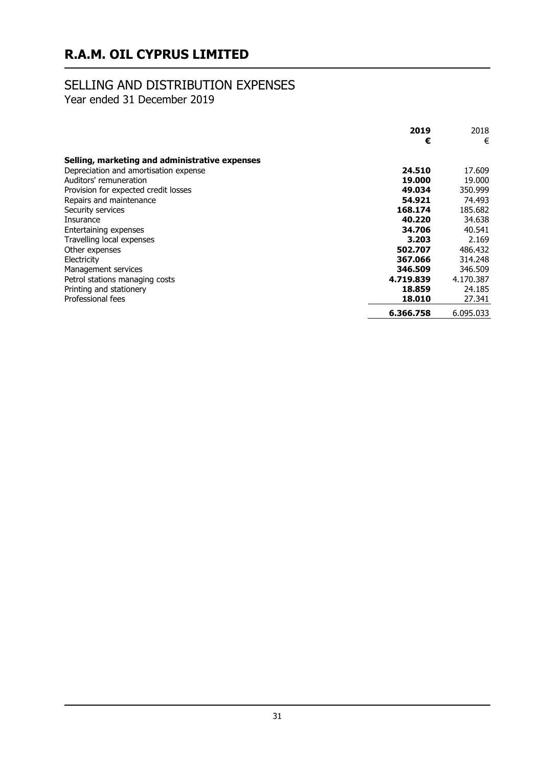# R.A.M. OIL CYPRUS LIMITED

## SELLING AND DISTRIBUTION EXPENSES

Year ended 31 December 2019

| | **2019** | 2018 |
|---|---|---|
| | **€** | € |
| **Selling, marketing and administrative expenses** | | |
| Depreciation and amortisation expense | **24.510** | 17.609 |
| Auditors' remuneration | **19.000** | 19.000 |
| Provision for expected credit losses | **49.034** | 350.999 |
| Repairs and maintenance | **54.921** | 74.493 |
| Security services | **168.174** | 185.682 |
| Insurance | **40.220** | 34.638 |
| Entertaining expenses | **34.706** | 40.541 |
| Travelling local expenses | **3.203** | 2.169 |
| Other expenses | **502.707** | 486.432 |
| Electricity | **367.066** | 314.248 |
| Management services | **346.509** | 346.509 |
| Petrol stations managing costs | **4.719.839** | 4.170.387 |
| Printing and stationery | **18.859** | 24.185 |
| Professional fees | **18.010** | 27.341 |
| | **6.366.758** | 6.095.033 |